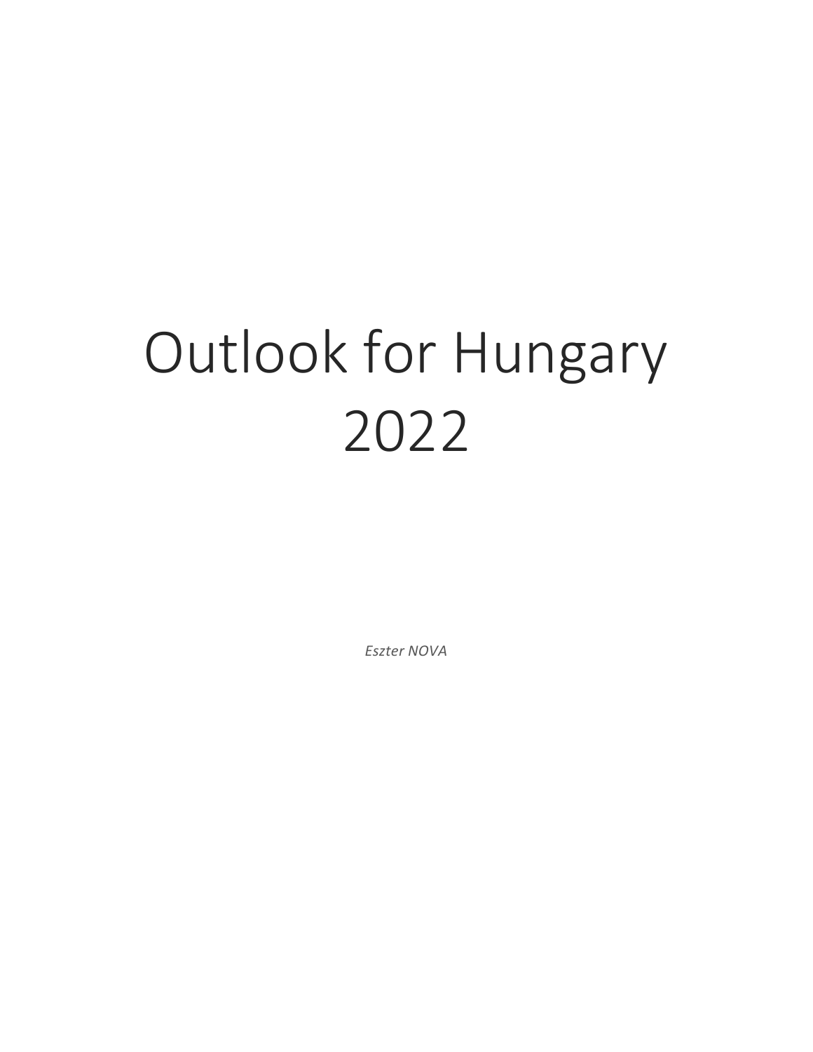# Outlook for Hungary 2022

*Eszter NOVA*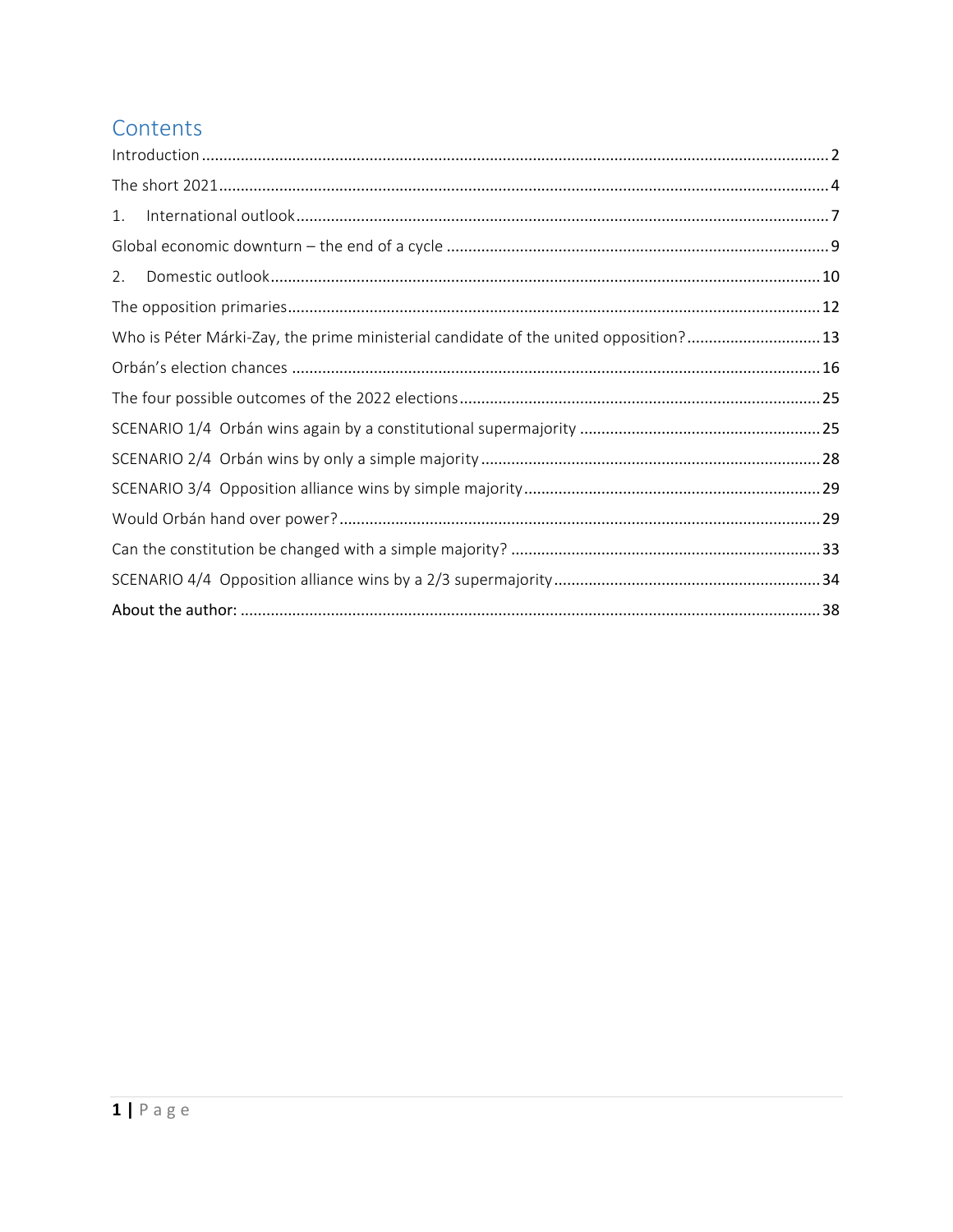# Contents

Introduction ........................................................................................................ 2

The short 2021 ........................................................................................................ 4

1. International outlook ........................................................................................................ 7

Global economic downturn – the end of a cycle ........................................................................................................ 9

2. Domestic outlook ........................................................................................................ 10

The opposition primaries ........................................................................................................ 12

Who is Péter Márki-Zay, the prime ministerial candidate of the united opposition? ........................................................................................................ 13

Orbán's election chances ........................................................................................................ 16

The four possible outcomes of the 2022 elections ........................................................................................................ 25

SCENARIO 1/4 Orbán wins again by a constitutional supermajority ........................................................................................................ 25

SCENARIO 2/4 Orbán wins by only a simple majority ........................................................................................................ 28

SCENARIO 3/4 Opposition alliance wins by simple majority ........................................................................................................ 29

Would Orbán hand over power? ........................................................................................................ 29

Can the constitution be changed with a simple majority? ........................................................................................................ 33

SCENARIO 4/4 Opposition alliance wins by a 2/3 supermajority ........................................................................................................ 34

About the author: ........................................................................................................ 38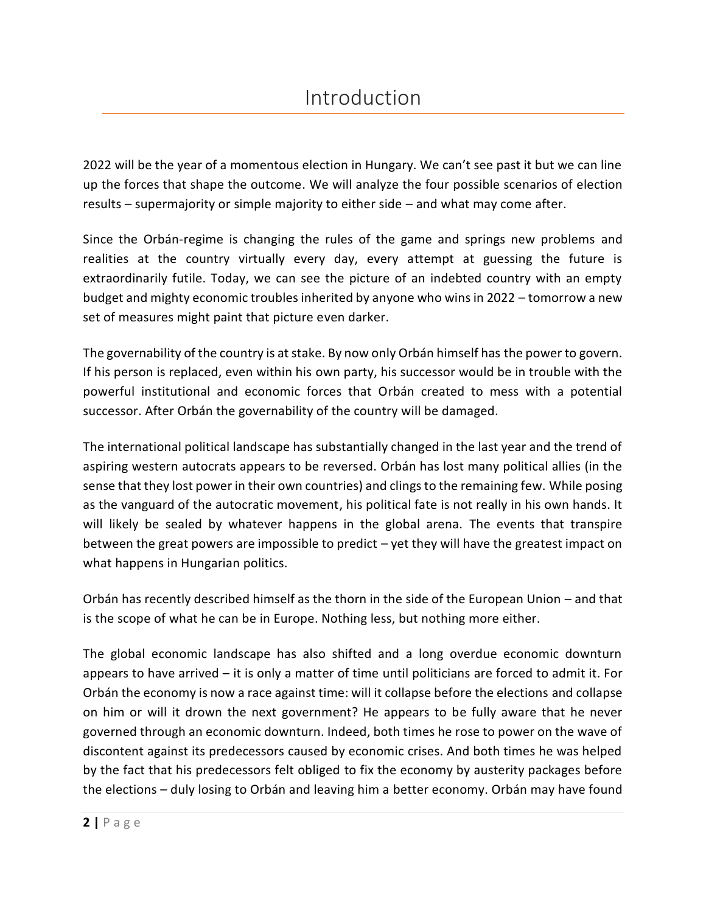# Introduction

2022 will be the year of a momentous election in Hungary. We can't see past it but we can line up the forces that shape the outcome. We will analyze the four possible scenarios of election results – supermajority or simple majority to either side – and what may come after.

Since the Orbán-regime is changing the rules of the game and springs new problems and realities at the country virtually every day, every attempt at guessing the future is extraordinarily futile. Today, we can see the picture of an indebted country with an empty budget and mighty economic troubles inherited by anyone who wins in 2022 – tomorrow a new set of measures might paint that picture even darker.

The governability of the country is at stake. By now only Orbán himself has the power to govern. If his person is replaced, even within his own party, his successor would be in trouble with the powerful institutional and economic forces that Orbán created to mess with a potential successor. After Orbán the governability of the country will be damaged.

The international political landscape has substantially changed in the last year and the trend of aspiring western autocrats appears to be reversed. Orbán has lost many political allies (in the sense that they lost power in their own countries) and clings to the remaining few. While posing as the vanguard of the autocratic movement, his political fate is not really in his own hands. It will likely be sealed by whatever happens in the global arena. The events that transpire between the great powers are impossible to predict – yet they will have the greatest impact on what happens in Hungarian politics.

Orbán has recently described himself as the thorn in the side of the European Union – and that is the scope of what he can be in Europe. Nothing less, but nothing more either.

The global economic landscape has also shifted and a long overdue economic downturn appears to have arrived – it is only a matter of time until politicians are forced to admit it. For Orbán the economy is now a race against time: will it collapse before the elections and collapse on him or will it drown the next government? He appears to be fully aware that he never governed through an economic downturn. Indeed, both times he rose to power on the wave of discontent against its predecessors caused by economic crises. And both times he was helped by the fact that his predecessors felt obliged to fix the economy by austerity packages before the elections – duly losing to Orbán and leaving him a better economy. Orbán may have found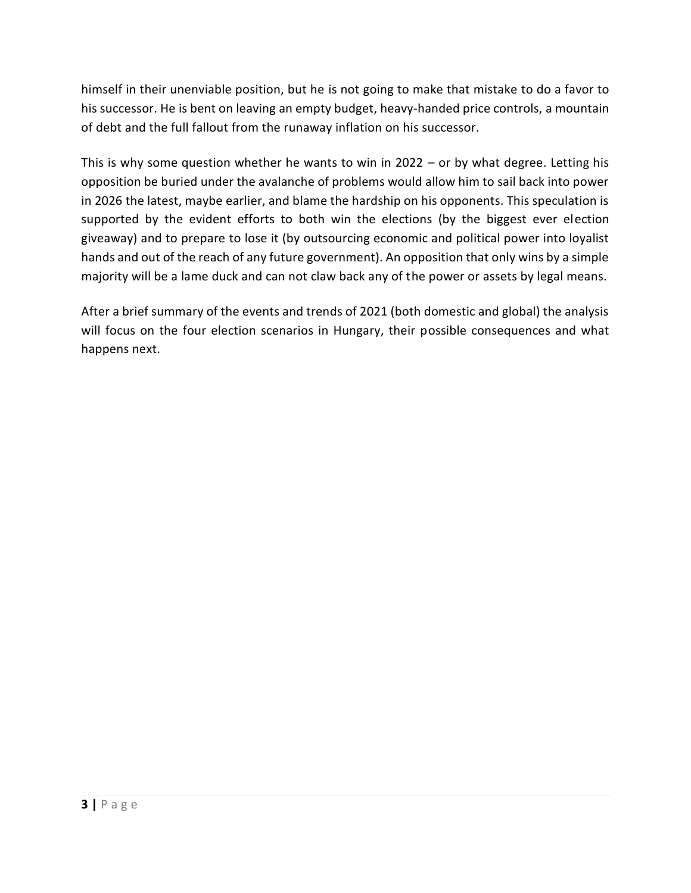himself in their unenviable position, but he is not going to make that mistake to do a favor to his successor. He is bent on leaving an empty budget, heavy-handed price controls, a mountain of debt and the full fallout from the runaway inflation on his successor.

This is why some question whether he wants to win in 2022 – or by what degree. Letting his opposition be buried under the avalanche of problems would allow him to sail back into power in 2026 the latest, maybe earlier, and blame the hardship on his opponents. This speculation is supported by the evident efforts to both win the elections (by the biggest ever election giveaway) and to prepare to lose it (by outsourcing economic and political power into loyalist hands and out of the reach of any future government). An opposition that only wins by a simple majority will be a lame duck and can not claw back any of the power or assets by legal means.

After a brief summary of the events and trends of 2021 (both domestic and global) the analysis will focus on the four election scenarios in Hungary, their possible consequences and what happens next.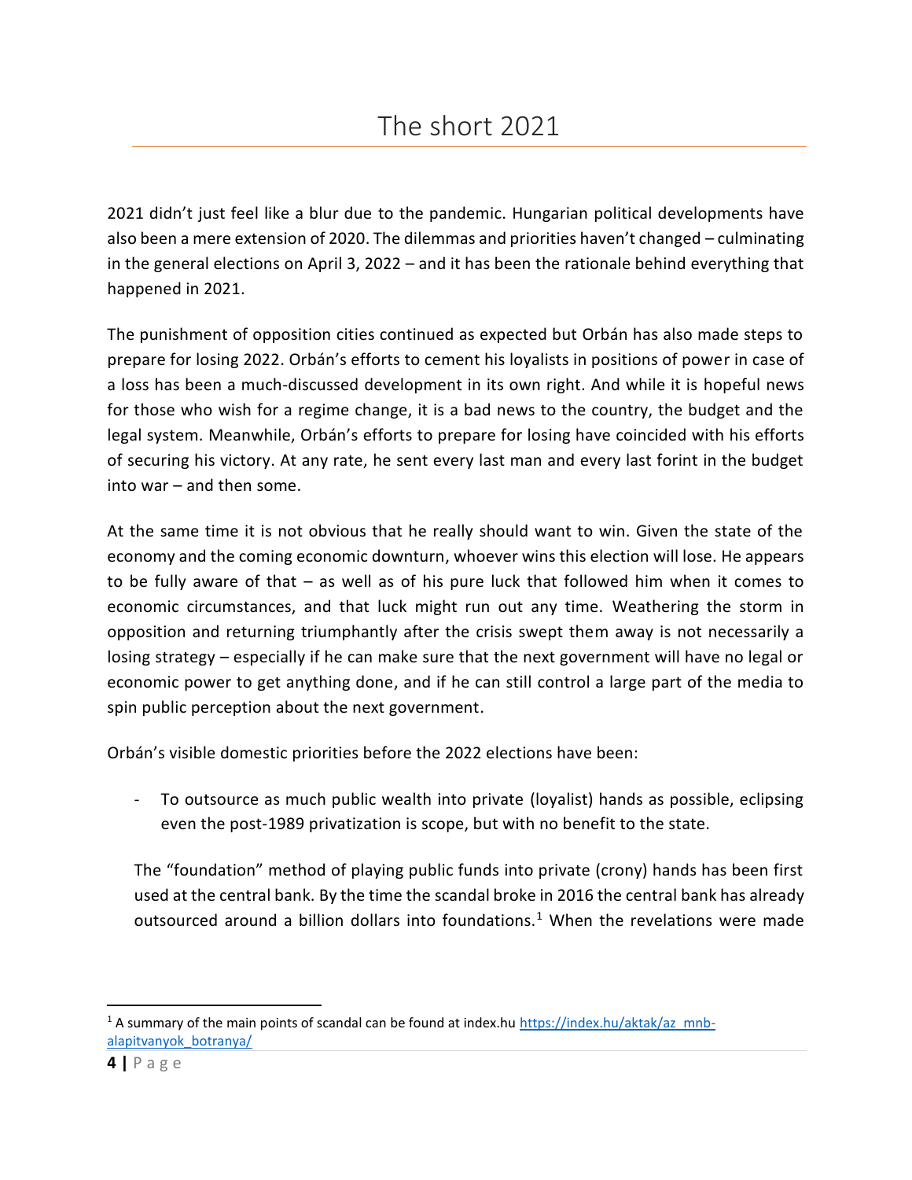# The short 2021

2021 didn't just feel like a blur due to the pandemic. Hungarian political developments have also been a mere extension of 2020. The dilemmas and priorities haven't changed – culminating in the general elections on April 3, 2022 – and it has been the rationale behind everything that happened in 2021.

The punishment of opposition cities continued as expected but Orbán has also made steps to prepare for losing 2022. Orbán's efforts to cement his loyalists in positions of power in case of a loss has been a much-discussed development in its own right. And while it is hopeful news for those who wish for a regime change, it is a bad news to the country, the budget and the legal system. Meanwhile, Orbán's efforts to prepare for losing have coincided with his efforts of securing his victory. At any rate, he sent every last man and every last forint in the budget into war – and then some.

At the same time it is not obvious that he really should want to win. Given the state of the economy and the coming economic downturn, whoever wins this election will lose. He appears to be fully aware of that – as well as of his pure luck that followed him when it comes to economic circumstances, and that luck might run out any time. Weathering the storm in opposition and returning triumphantly after the crisis swept them away is not necessarily a losing strategy – especially if he can make sure that the next government will have no legal or economic power to get anything done, and if he can still control a large part of the media to spin public perception about the next government.

Orbán's visible domestic priorities before the 2022 elections have been:

- To outsource as much public wealth into private (loyalist) hands as possible, eclipsing even the post-1989 privatization is scope, but with no benefit to the state.

The "foundation" method of playing public funds into private (crony) hands has been first used at the central bank. By the time the scandal broke in 2016 the central bank has already outsourced around a billion dollars into foundations.[1] When the revelations were made

[1] A summary of the main points of scandal can be found at index.hu https://index.hu/aktak/az_mnb-alapitvanyok_botranya/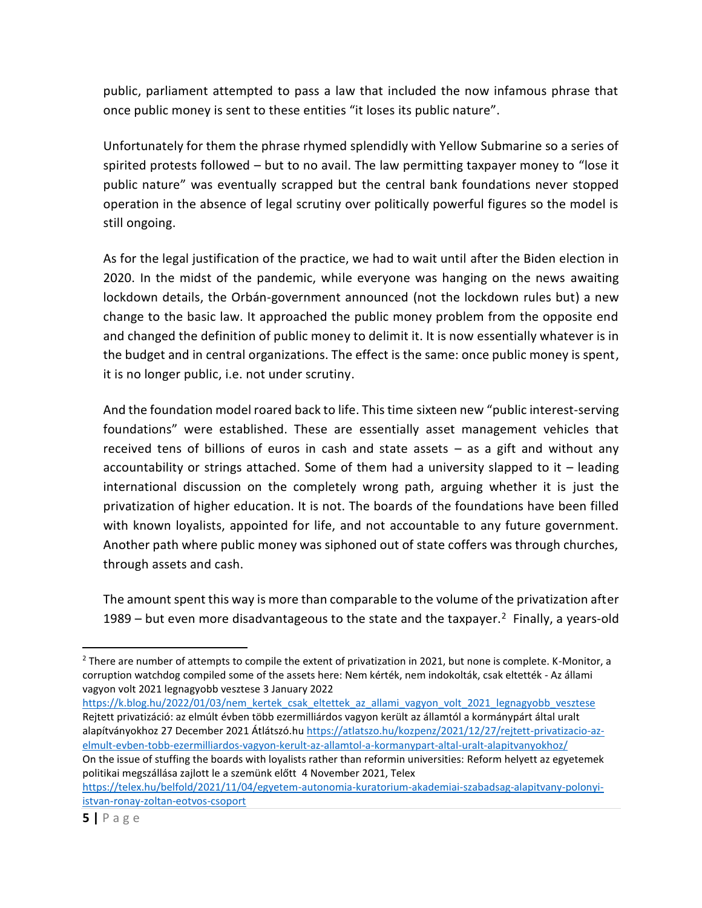public, parliament attempted to pass a law that included the now infamous phrase that once public money is sent to these entities “it loses its public nature”.

Unfortunately for them the phrase rhymed splendidly with Yellow Submarine so a series of spirited protests followed – but to no avail. The law permitting taxpayer money to “lose it public nature” was eventually scrapped but the central bank foundations never stopped operation in the absence of legal scrutiny over politically powerful figures so the model is still ongoing.

As for the legal justification of the practice, we had to wait until after the Biden election in 2020. In the midst of the pandemic, while everyone was hanging on the news awaiting lockdown details, the Orbán-government announced (not the lockdown rules but) a new change to the basic law. It approached the public money problem from the opposite end and changed the definition of public money to delimit it. It is now essentially whatever is in the budget and in central organizations. The effect is the same: once public money is spent, it is no longer public, i.e. not under scrutiny.

And the foundation model roared back to life. This time sixteen new “public interest-serving foundations” were established. These are essentially asset management vehicles that received tens of billions of euros in cash and state assets – as a gift and without any accountability or strings attached. Some of them had a university slapped to it – leading international discussion on the completely wrong path, arguing whether it is just the privatization of higher education. It is not. The boards of the foundations have been filled with known loyalists, appointed for life, and not accountable to any future government. Another path where public money was siphoned out of state coffers was through churches, through assets and cash.

The amount spent this way is more than comparable to the volume of the privatization after 1989 – but even more disadvantageous to the state and the taxpayer.[2] Finally, a years-old

---

[2] There are number of attempts to compile the extent of privatization in 2021, but none is complete. K-Monitor, a corruption watchdog compiled some of the assets here: Nem kérték, nem indokolták, csak eltették - Az állami vagyon volt 2021 legnagyobb vesztese 3 January 2022 https://k.blog.hu/2022/01/03/nem_kertek_csak_eltettek_az_allami_vagyon_volt_2021_legnagyobb_vesztese
Rejtett privatizáció: az elmúlt évben több ezermilliárdos vagyon került az államtól a kormánypárt által uralt alapítványokhoz 27 December 2021 Átlátszó.hu https://atlatszo.hu/kozpenz/2021/12/27/rejtett-privatizacio-az-elmult-evben-tobb-ezermilliardos-vagyon-kerult-az-allamtol-a-kormanypart-altal-uralt-alapitvanyokhoz/
On the issue of stuffing the boards with loyalists rather than reformin universities: Reform helyett az egyetemek politikai megszállása zajlott le a szemünk előtt 4 November 2021, Telex https://telex.hu/belfold/2021/11/04/egyetem-autonomia-kuratorium-akademiai-szabadsag-alapitvany-polonyi-istvan-ronay-zoltan-eotvos-csoport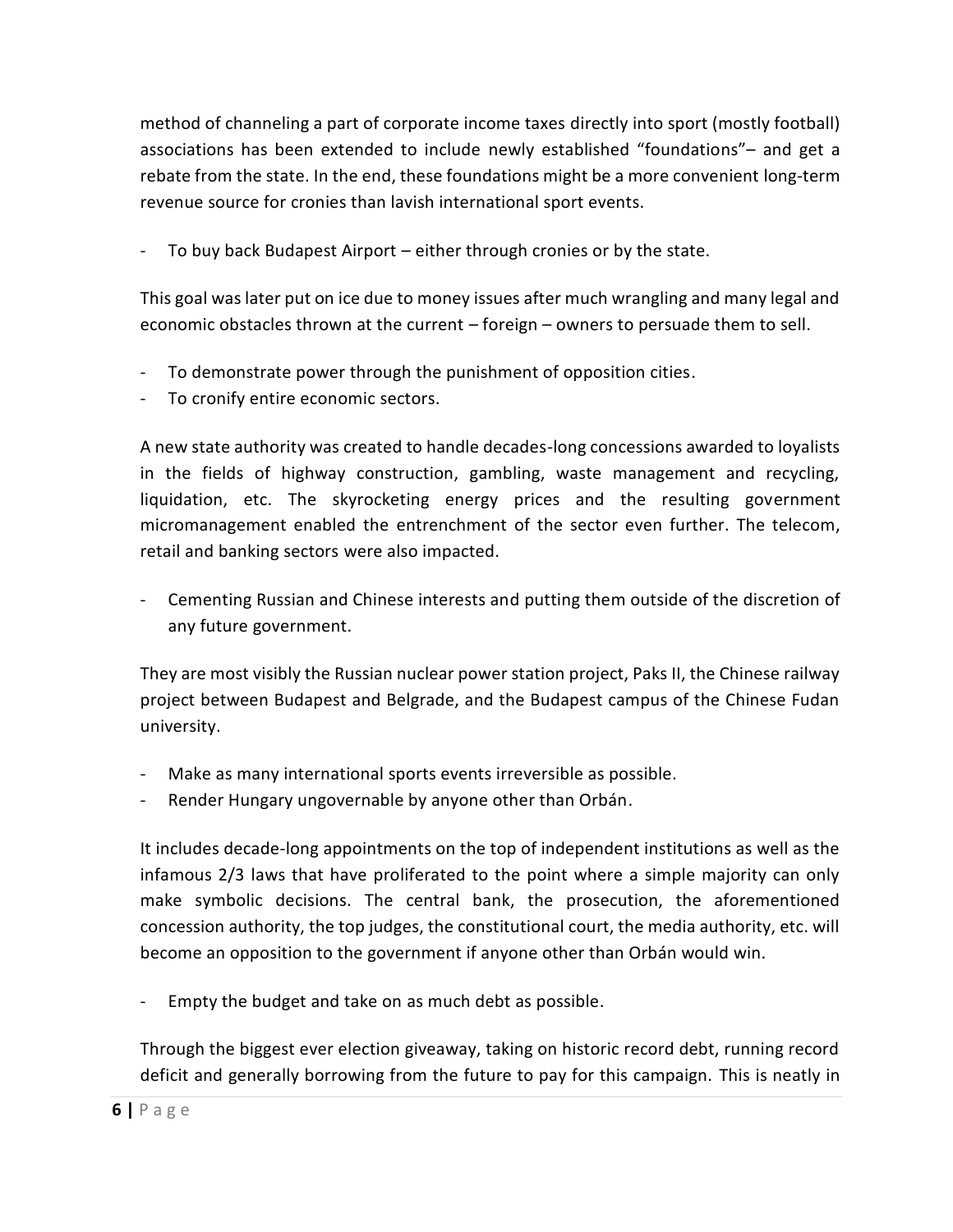method of channeling a part of corporate income taxes directly into sport (mostly football) associations has been extended to include newly established "foundations"– and get a rebate from the state. In the end, these foundations might be a more convenient long-term revenue source for cronies than lavish international sport events.

- To buy back Budapest Airport – either through cronies or by the state.

This goal was later put on ice due to money issues after much wrangling and many legal and economic obstacles thrown at the current – foreign – owners to persuade them to sell.

- To demonstrate power through the punishment of opposition cities.
- To cronify entire economic sectors.

A new state authority was created to handle decades-long concessions awarded to loyalists in the fields of highway construction, gambling, waste management and recycling, liquidation, etc. The skyrocketing energy prices and the resulting government micromanagement enabled the entrenchment of the sector even further. The telecom, retail and banking sectors were also impacted.

- Cementing Russian and Chinese interests and putting them outside of the discretion of any future government.

They are most visibly the Russian nuclear power station project, Paks II, the Chinese railway project between Budapest and Belgrade, and the Budapest campus of the Chinese Fudan university.

- Make as many international sports events irreversible as possible.
- Render Hungary ungovernable by anyone other than Orbán.

It includes decade-long appointments on the top of independent institutions as well as the infamous 2/3 laws that have proliferated to the point where a simple majority can only make symbolic decisions. The central bank, the prosecution, the aforementioned concession authority, the top judges, the constitutional court, the media authority, etc. will become an opposition to the government if anyone other than Orbán would win.

- Empty the budget and take on as much debt as possible.

Through the biggest ever election giveaway, taking on historic record debt, running record deficit and generally borrowing from the future to pay for this campaign. This is neatly in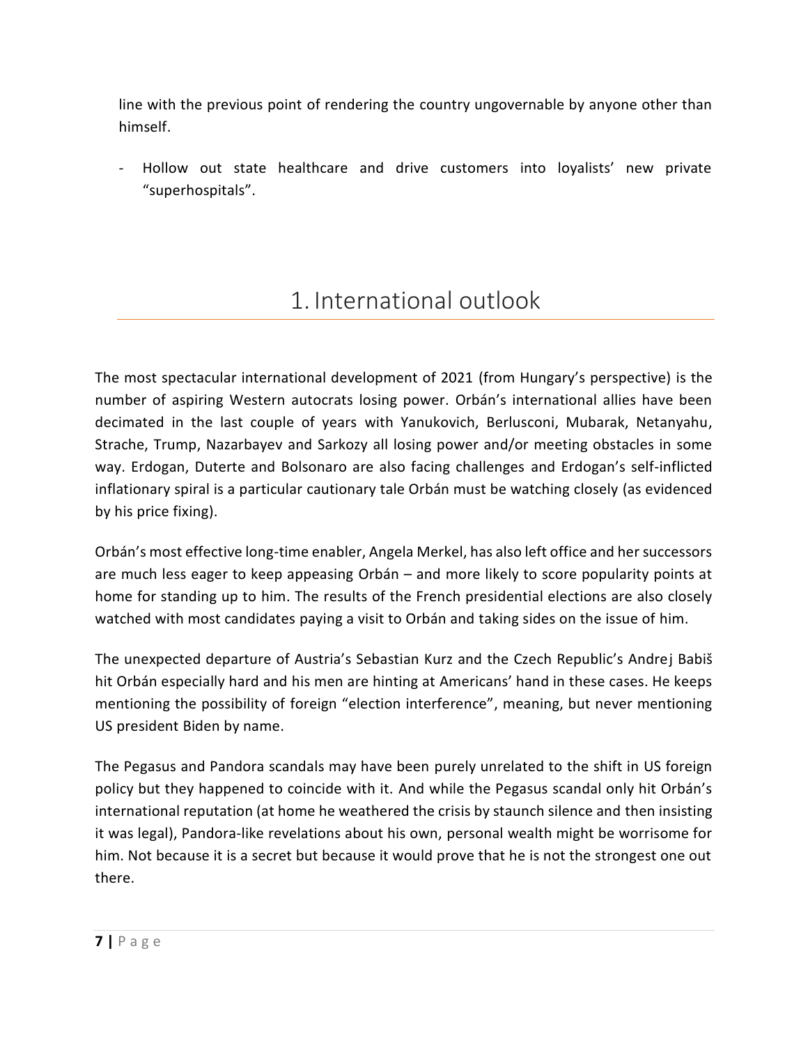line with the previous point of rendering the country ungovernable by anyone other than himself.

- Hollow out state healthcare and drive customers into loyalists' new private "superhospitals".

# 1. International outlook

The most spectacular international development of 2021 (from Hungary's perspective) is the number of aspiring Western autocrats losing power. Orbán's international allies have been decimated in the last couple of years with Yanukovich, Berlusconi, Mubarak, Netanyahu, Strache, Trump, Nazarbayev and Sarkozy all losing power and/or meeting obstacles in some way. Erdogan, Duterte and Bolsonaro are also facing challenges and Erdogan's self-inflicted inflationary spiral is a particular cautionary tale Orbán must be watching closely (as evidenced by his price fixing).

Orbán's most effective long-time enabler, Angela Merkel, has also left office and her successors are much less eager to keep appeasing Orbán – and more likely to score popularity points at home for standing up to him. The results of the French presidential elections are also closely watched with most candidates paying a visit to Orbán and taking sides on the issue of him.

The unexpected departure of Austria's Sebastian Kurz and the Czech Republic's Andrej Babiš hit Orbán especially hard and his men are hinting at Americans' hand in these cases. He keeps mentioning the possibility of foreign "election interference", meaning, but never mentioning US president Biden by name.

The Pegasus and Pandora scandals may have been purely unrelated to the shift in US foreign policy but they happened to coincide with it. And while the Pegasus scandal only hit Orbán's international reputation (at home he weathered the crisis by staunch silence and then insisting it was legal), Pandora-like revelations about his own, personal wealth might be worrisome for him. Not because it is a secret but because it would prove that he is not the strongest one out there.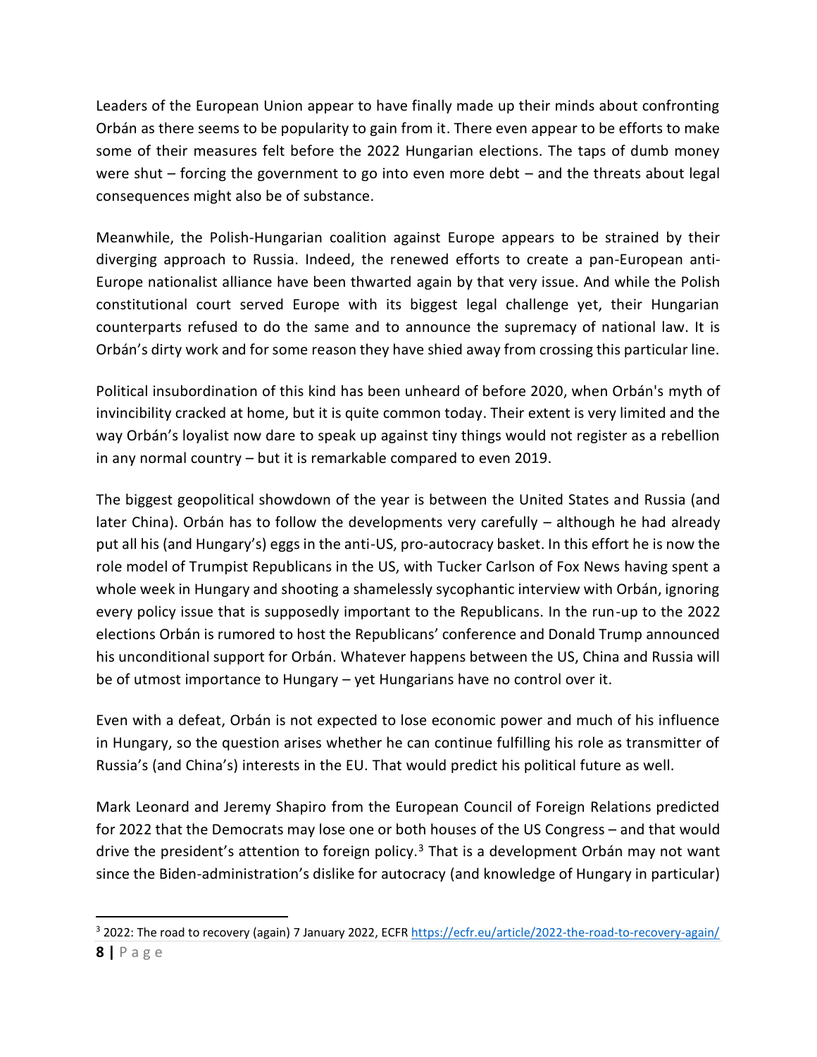Leaders of the European Union appear to have finally made up their minds about confronting Orbán as there seems to be popularity to gain from it. There even appear to be efforts to make some of their measures felt before the 2022 Hungarian elections. The taps of dumb money were shut – forcing the government to go into even more debt – and the threats about legal consequences might also be of substance.

Meanwhile, the Polish-Hungarian coalition against Europe appears to be strained by their diverging approach to Russia. Indeed, the renewed efforts to create a pan-European anti-Europe nationalist alliance have been thwarted again by that very issue. And while the Polish constitutional court served Europe with its biggest legal challenge yet, their Hungarian counterparts refused to do the same and to announce the supremacy of national law. It is Orbán's dirty work and for some reason they have shied away from crossing this particular line.

Political insubordination of this kind has been unheard of before 2020, when Orbán's myth of invincibility cracked at home, but it is quite common today. Their extent is very limited and the way Orbán's loyalist now dare to speak up against tiny things would not register as a rebellion in any normal country – but it is remarkable compared to even 2019.

The biggest geopolitical showdown of the year is between the United States and Russia (and later China). Orbán has to follow the developments very carefully – although he had already put all his (and Hungary's) eggs in the anti-US, pro-autocracy basket. In this effort he is now the role model of Trumpist Republicans in the US, with Tucker Carlson of Fox News having spent a whole week in Hungary and shooting a shamelessly sycophantic interview with Orbán, ignoring every policy issue that is supposedly important to the Republicans. In the run-up to the 2022 elections Orbán is rumored to host the Republicans' conference and Donald Trump announced his unconditional support for Orbán. Whatever happens between the US, China and Russia will be of utmost importance to Hungary – yet Hungarians have no control over it.

Even with a defeat, Orbán is not expected to lose economic power and much of his influence in Hungary, so the question arises whether he can continue fulfilling his role as transmitter of Russia's (and China's) interests in the EU. That would predict his political future as well.

Mark Leonard and Jeremy Shapiro from the European Council of Foreign Relations predicted for 2022 that the Democrats may lose one or both houses of the US Congress – and that would drive the president's attention to foreign policy.[3] That is a development Orbán may not want since the Biden-administration's dislike for autocracy (and knowledge of Hungary in particular)

[3] 2022: The road to recovery (again) 7 January 2022, ECFR https://ecfr.eu/article/2022-the-road-to-recovery-again/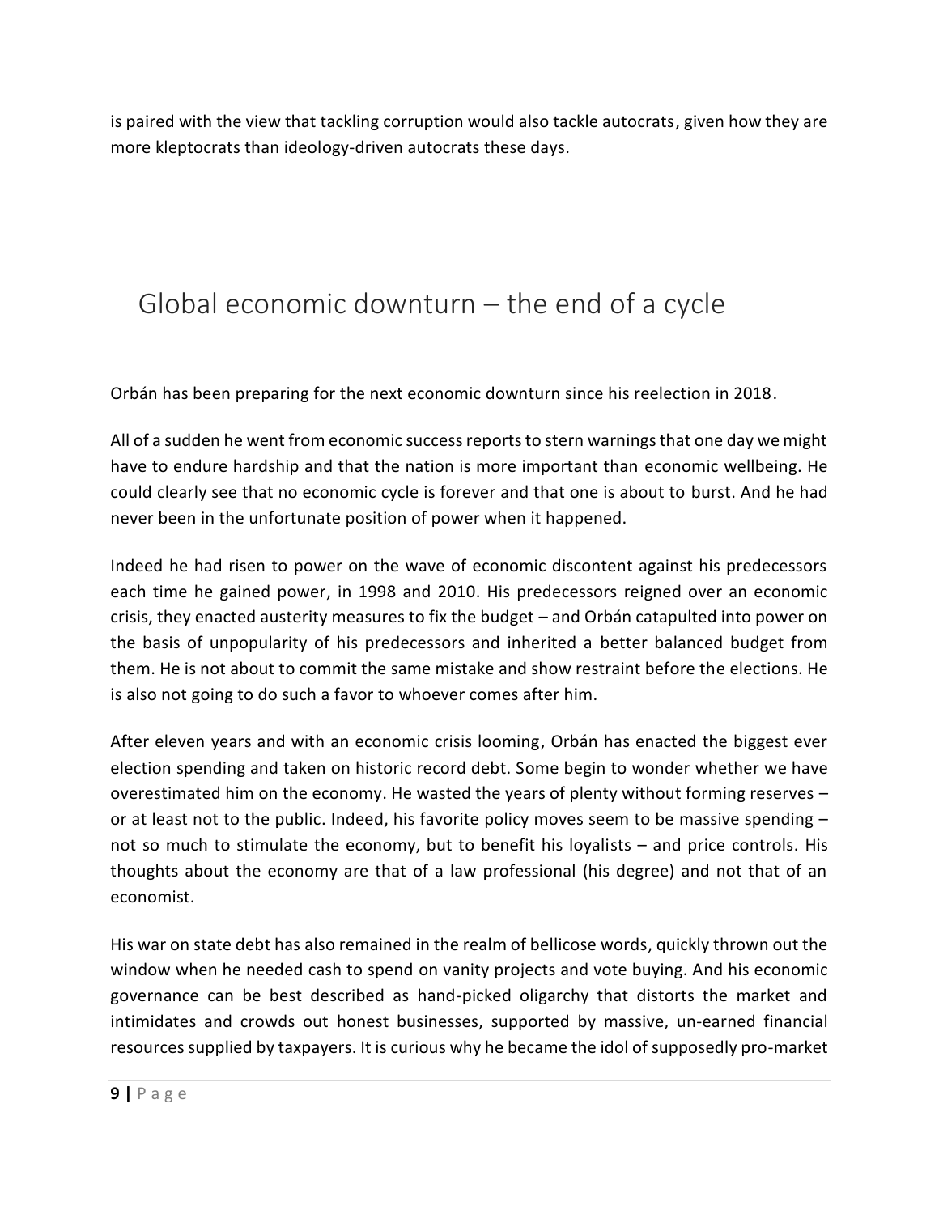is paired with the view that tackling corruption would also tackle autocrats, given how they are more kleptocrats than ideology-driven autocrats these days.

## Global economic downturn – the end of a cycle

Orbán has been preparing for the next economic downturn since his reelection in 2018.

All of a sudden he went from economic success reports to stern warnings that one day we might have to endure hardship and that the nation is more important than economic wellbeing. He could clearly see that no economic cycle is forever and that one is about to burst. And he had never been in the unfortunate position of power when it happened.

Indeed he had risen to power on the wave of economic discontent against his predecessors each time he gained power, in 1998 and 2010. His predecessors reigned over an economic crisis, they enacted austerity measures to fix the budget – and Orbán catapulted into power on the basis of unpopularity of his predecessors and inherited a better balanced budget from them. He is not about to commit the same mistake and show restraint before the elections. He is also not going to do such a favor to whoever comes after him.

After eleven years and with an economic crisis looming, Orbán has enacted the biggest ever election spending and taken on historic record debt. Some begin to wonder whether we have overestimated him on the economy. He wasted the years of plenty without forming reserves – or at least not to the public. Indeed, his favorite policy moves seem to be massive spending – not so much to stimulate the economy, but to benefit his loyalists – and price controls. His thoughts about the economy are that of a law professional (his degree) and not that of an economist.

His war on state debt has also remained in the realm of bellicose words, quickly thrown out the window when he needed cash to spend on vanity projects and vote buying. And his economic governance can be best described as hand-picked oligarchy that distorts the market and intimidates and crowds out honest businesses, supported by massive, un-earned financial resources supplied by taxpayers. It is curious why he became the idol of supposedly pro-market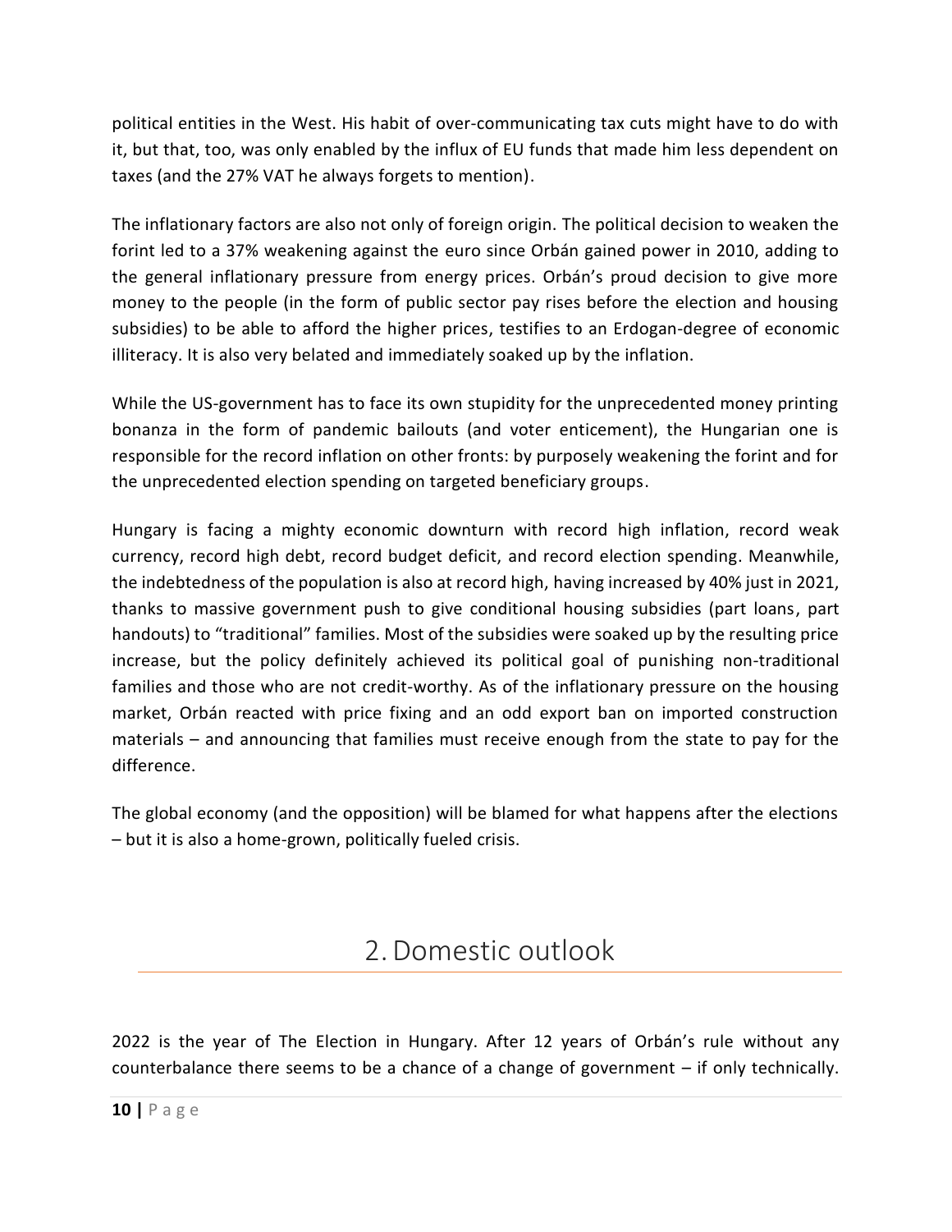political entities in the West. His habit of over-communicating tax cuts might have to do with it, but that, too, was only enabled by the influx of EU funds that made him less dependent on taxes (and the 27% VAT he always forgets to mention).

The inflationary factors are also not only of foreign origin. The political decision to weaken the forint led to a 37% weakening against the euro since Orbán gained power in 2010, adding to the general inflationary pressure from energy prices. Orbán's proud decision to give more money to the people (in the form of public sector pay rises before the election and housing subsidies) to be able to afford the higher prices, testifies to an Erdogan-degree of economic illiteracy. It is also very belated and immediately soaked up by the inflation.

While the US-government has to face its own stupidity for the unprecedented money printing bonanza in the form of pandemic bailouts (and voter enticement), the Hungarian one is responsible for the record inflation on other fronts: by purposely weakening the forint and for the unprecedented election spending on targeted beneficiary groups.

Hungary is facing a mighty economic downturn with record high inflation, record weak currency, record high debt, record budget deficit, and record election spending. Meanwhile, the indebtedness of the population is also at record high, having increased by 40% just in 2021, thanks to massive government push to give conditional housing subsidies (part loans, part handouts) to "traditional" families. Most of the subsidies were soaked up by the resulting price increase, but the policy definitely achieved its political goal of punishing non-traditional families and those who are not credit-worthy. As of the inflationary pressure on the housing market, Orbán reacted with price fixing and an odd export ban on imported construction materials – and announcing that families must receive enough from the state to pay for the difference.

The global economy (and the opposition) will be blamed for what happens after the elections – but it is also a home-grown, politically fueled crisis.

# 2. Domestic outlook

2022 is the year of The Election in Hungary. After 12 years of Orbán's rule without any counterbalance there seems to be a chance of a change of government – if only technically.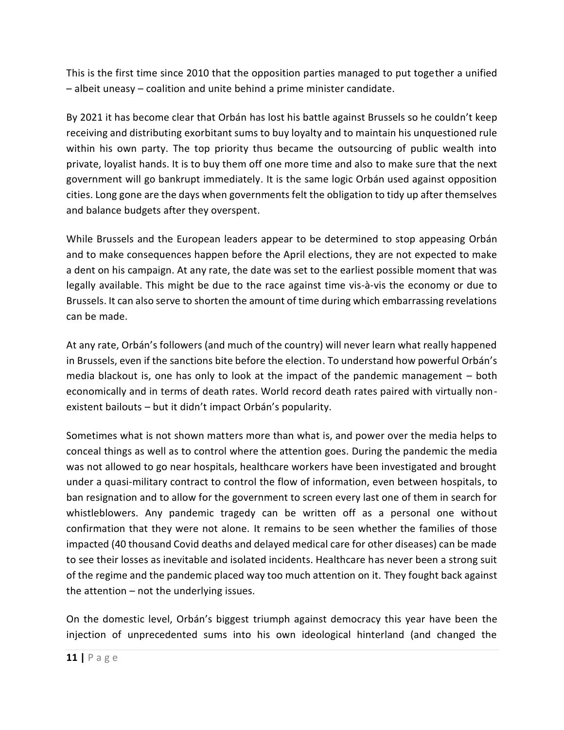This is the first time since 2010 that the opposition parties managed to put together a unified – albeit uneasy – coalition and unite behind a prime minister candidate.

By 2021 it has become clear that Orbán has lost his battle against Brussels so he couldn't keep receiving and distributing exorbitant sums to buy loyalty and to maintain his unquestioned rule within his own party. The top priority thus became the outsourcing of public wealth into private, loyalist hands. It is to buy them off one more time and also to make sure that the next government will go bankrupt immediately. It is the same logic Orbán used against opposition cities. Long gone are the days when governments felt the obligation to tidy up after themselves and balance budgets after they overspent.

While Brussels and the European leaders appear to be determined to stop appeasing Orbán and to make consequences happen before the April elections, they are not expected to make a dent on his campaign. At any rate, the date was set to the earliest possible moment that was legally available. This might be due to the race against time vis-à-vis the economy or due to Brussels. It can also serve to shorten the amount of time during which embarrassing revelations can be made.

At any rate, Orbán's followers (and much of the country) will never learn what really happened in Brussels, even if the sanctions bite before the election. To understand how powerful Orbán's media blackout is, one has only to look at the impact of the pandemic management – both economically and in terms of death rates. World record death rates paired with virtually non-existent bailouts – but it didn't impact Orbán's popularity.

Sometimes what is not shown matters more than what is, and power over the media helps to conceal things as well as to control where the attention goes. During the pandemic the media was not allowed to go near hospitals, healthcare workers have been investigated and brought under a quasi-military contract to control the flow of information, even between hospitals, to ban resignation and to allow for the government to screen every last one of them in search for whistleblowers. Any pandemic tragedy can be written off as a personal one without confirmation that they were not alone. It remains to be seen whether the families of those impacted (40 thousand Covid deaths and delayed medical care for other diseases) can be made to see their losses as inevitable and isolated incidents. Healthcare has never been a strong suit of the regime and the pandemic placed way too much attention on it. They fought back against the attention – not the underlying issues.

On the domestic level, Orbán's biggest triumph against democracy this year have been the injection of unprecedented sums into his own ideological hinterland (and changed the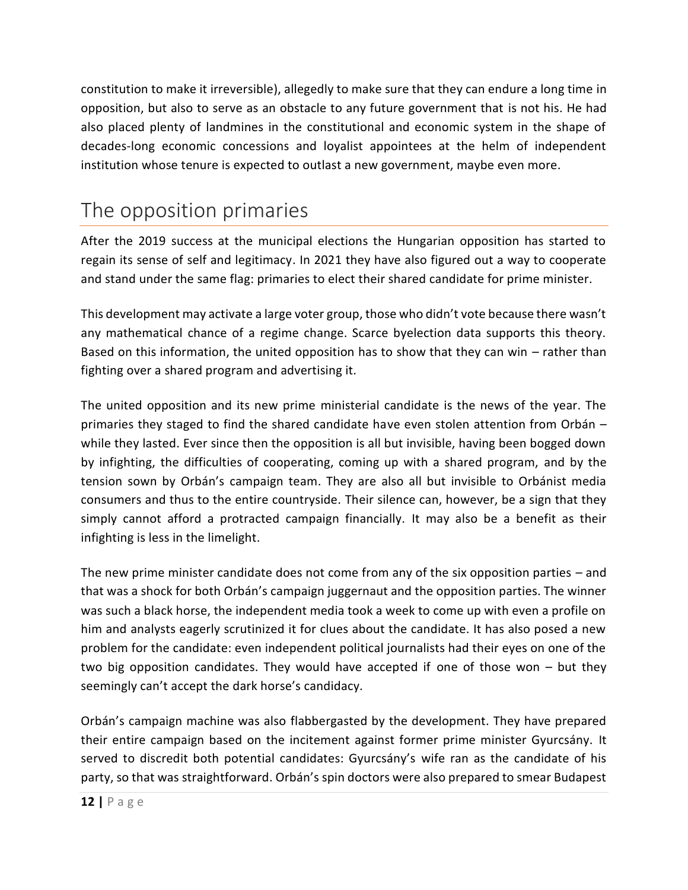constitution to make it irreversible), allegedly to make sure that they can endure a long time in opposition, but also to serve as an obstacle to any future government that is not his. He had also placed plenty of landmines in the constitutional and economic system in the shape of decades-long economic concessions and loyalist appointees at the helm of independent institution whose tenure is expected to outlast a new government, maybe even more.

## The opposition primaries

After the 2019 success at the municipal elections the Hungarian opposition has started to regain its sense of self and legitimacy. In 2021 they have also figured out a way to cooperate and stand under the same flag: primaries to elect their shared candidate for prime minister.

This development may activate a large voter group, those who didn't vote because there wasn't any mathematical chance of a regime change. Scarce byelection data supports this theory. Based on this information, the united opposition has to show that they can win – rather than fighting over a shared program and advertising it.

The united opposition and its new prime ministerial candidate is the news of the year. The primaries they staged to find the shared candidate have even stolen attention from Orbán – while they lasted. Ever since then the opposition is all but invisible, having been bogged down by infighting, the difficulties of cooperating, coming up with a shared program, and by the tension sown by Orbán's campaign team. They are also all but invisible to Orbánist media consumers and thus to the entire countryside. Their silence can, however, be a sign that they simply cannot afford a protracted campaign financially. It may also be a benefit as their infighting is less in the limelight.

The new prime minister candidate does not come from any of the six opposition parties – and that was a shock for both Orbán's campaign juggernaut and the opposition parties. The winner was such a black horse, the independent media took a week to come up with even a profile on him and analysts eagerly scrutinized it for clues about the candidate. It has also posed a new problem for the candidate: even independent political journalists had their eyes on one of the two big opposition candidates. They would have accepted if one of those won – but they seemingly can't accept the dark horse's candidacy.

Orbán's campaign machine was also flabbergasted by the development. They have prepared their entire campaign based on the incitement against former prime minister Gyurcsány. It served to discredit both potential candidates: Gyurcsány's wife ran as the candidate of his party, so that was straightforward. Orbán's spin doctors were also prepared to smear Budapest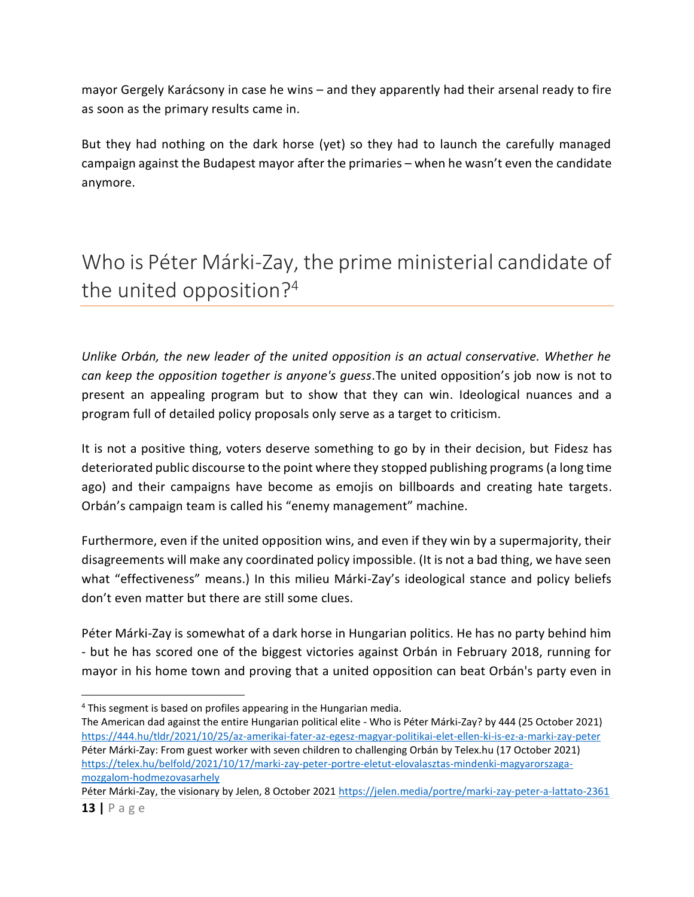mayor Gergely Karácsony in case he wins – and they apparently had their arsenal ready to fire as soon as the primary results came in.

But they had nothing on the dark horse (yet) so they had to launch the carefully managed campaign against the Budapest mayor after the primaries – when he wasn't even the candidate anymore.

# Who is Péter Márki-Zay, the prime ministerial candidate of the united opposition?[4]

*Unlike Orbán, the new leader of the united opposition is an actual conservative. Whether he can keep the opposition together is anyone's guess*.The united opposition's job now is not to present an appealing program but to show that they can win. Ideological nuances and a program full of detailed policy proposals only serve as a target to criticism.

It is not a positive thing, voters deserve something to go by in their decision, but Fidesz has deteriorated public discourse to the point where they stopped publishing programs (a long time ago) and their campaigns have become as emojis on billboards and creating hate targets. Orbán's campaign team is called his "enemy management" machine.

Furthermore, even if the united opposition wins, and even if they win by a supermajority, their disagreements will make any coordinated policy impossible. (It is not a bad thing, we have seen what "effectiveness" means.) In this milieu Márki-Zay's ideological stance and policy beliefs don't even matter but there are still some clues.

Péter Márki-Zay is somewhat of a dark horse in Hungarian politics. He has no party behind him - but he has scored one of the biggest victories against Orbán in February 2018, running for mayor in his home town and proving that a united opposition can beat Orbán's party even in

---

[4] This segment is based on profiles appearing in the Hungarian media.
The American dad against the entire Hungarian political elite - Who is Péter Márki-Zay? by 444 (25 October 2021) https://444.hu/tldr/2021/10/25/az-amerikai-fater-az-egesz-magyar-politikai-elet-ellen-ki-is-ez-a-marki-zay-peter
Péter Márki-Zay: From guest worker with seven children to challenging Orbán by Telex.hu (17 October 2021) https://telex.hu/belfold/2021/10/17/marki-zay-peter-portre-eletut-elovalasztas-mindenki-magyarorszaga-mozgalom-hodmezovasarhely
Péter Márki-Zay, the visionary by Jelen, 8 October 2021 https://jelen.media/portre/marki-zay-peter-a-lattato-2361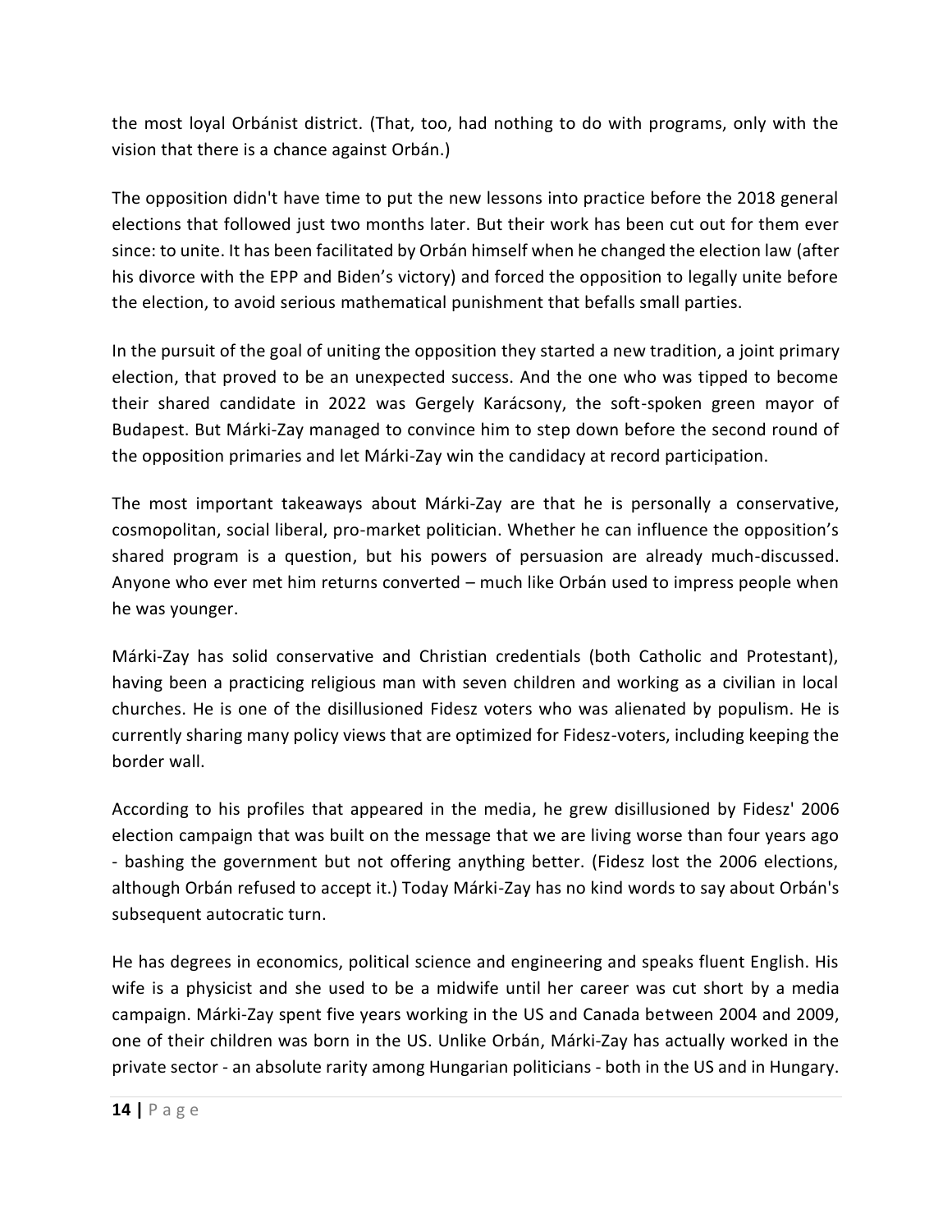the most loyal Orbánist district. (That, too, had nothing to do with programs, only with the vision that there is a chance against Orbán.)

The opposition didn't have time to put the new lessons into practice before the 2018 general elections that followed just two months later. But their work has been cut out for them ever since: to unite. It has been facilitated by Orbán himself when he changed the election law (after his divorce with the EPP and Biden's victory) and forced the opposition to legally unite before the election, to avoid serious mathematical punishment that befalls small parties.

In the pursuit of the goal of uniting the opposition they started a new tradition, a joint primary election, that proved to be an unexpected success. And the one who was tipped to become their shared candidate in 2022 was Gergely Karácsony, the soft-spoken green mayor of Budapest. But Márki-Zay managed to convince him to step down before the second round of the opposition primaries and let Márki-Zay win the candidacy at record participation.

The most important takeaways about Márki-Zay are that he is personally a conservative, cosmopolitan, social liberal, pro-market politician. Whether he can influence the opposition's shared program is a question, but his powers of persuasion are already much-discussed. Anyone who ever met him returns converted – much like Orbán used to impress people when he was younger.

Márki-Zay has solid conservative and Christian credentials (both Catholic and Protestant), having been a practicing religious man with seven children and working as a civilian in local churches. He is one of the disillusioned Fidesz voters who was alienated by populism. He is currently sharing many policy views that are optimized for Fidesz-voters, including keeping the border wall.

According to his profiles that appeared in the media, he grew disillusioned by Fidesz' 2006 election campaign that was built on the message that we are living worse than four years ago - bashing the government but not offering anything better. (Fidesz lost the 2006 elections, although Orbán refused to accept it.) Today Márki-Zay has no kind words to say about Orbán's subsequent autocratic turn.

He has degrees in economics, political science and engineering and speaks fluent English. His wife is a physicist and she used to be a midwife until her career was cut short by a media campaign. Márki-Zay spent five years working in the US and Canada between 2004 and 2009, one of their children was born in the US. Unlike Orbán, Márki-Zay has actually worked in the private sector - an absolute rarity among Hungarian politicians - both in the US and in Hungary.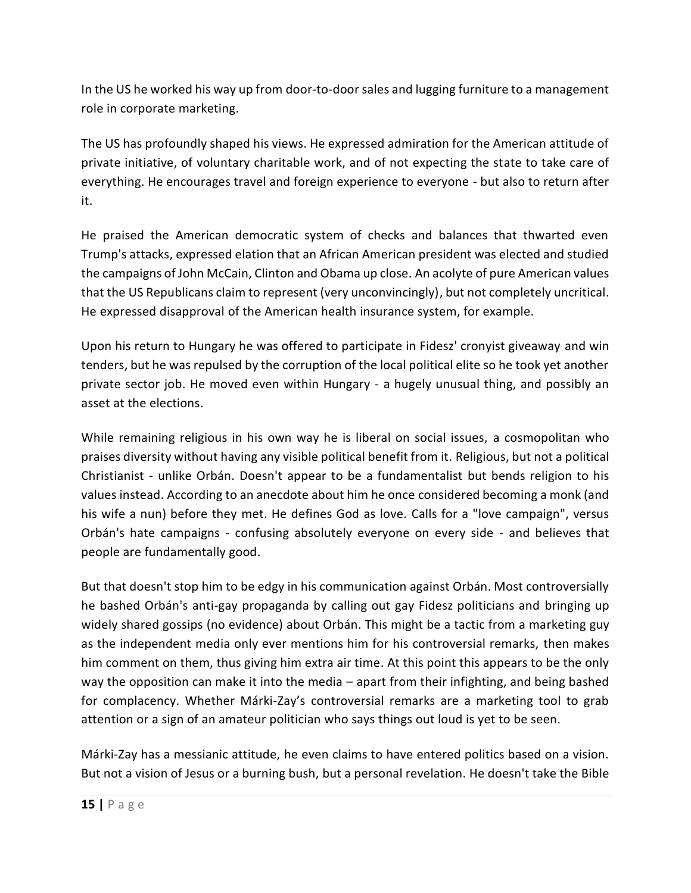In the US he worked his way up from door-to-door sales and lugging furniture to a management role in corporate marketing.

The US has profoundly shaped his views. He expressed admiration for the American attitude of private initiative, of voluntary charitable work, and of not expecting the state to take care of everything. He encourages travel and foreign experience to everyone - but also to return after it.

He praised the American democratic system of checks and balances that thwarted even Trump's attacks, expressed elation that an African American president was elected and studied the campaigns of John McCain, Clinton and Obama up close. An acolyte of pure American values that the US Republicans claim to represent (very unconvincingly), but not completely uncritical. He expressed disapproval of the American health insurance system, for example.

Upon his return to Hungary he was offered to participate in Fidesz' cronyist giveaway and win tenders, but he was repulsed by the corruption of the local political elite so he took yet another private sector job. He moved even within Hungary - a hugely unusual thing, and possibly an asset at the elections.

While remaining religious in his own way he is liberal on social issues, a cosmopolitan who praises diversity without having any visible political benefit from it. Religious, but not a political Christianist - unlike Orbán. Doesn't appear to be a fundamentalist but bends religion to his values instead. According to an anecdote about him he once considered becoming a monk (and his wife a nun) before they met. He defines God as love. Calls for a "love campaign", versus Orbán's hate campaigns - confusing absolutely everyone on every side - and believes that people are fundamentally good.

But that doesn't stop him to be edgy in his communication against Orbán. Most controversially he bashed Orbán's anti-gay propaganda by calling out gay Fidesz politicians and bringing up widely shared gossips (no evidence) about Orbán. This might be a tactic from a marketing guy as the independent media only ever mentions him for his controversial remarks, then makes him comment on them, thus giving him extra air time. At this point this appears to be the only way the opposition can make it into the media – apart from their infighting, and being bashed for complacency. Whether Márki-Zay's controversial remarks are a marketing tool to grab attention or a sign of an amateur politician who says things out loud is yet to be seen.

Márki-Zay has a messianic attitude, he even claims to have entered politics based on a vision. But not a vision of Jesus or a burning bush, but a personal revelation. He doesn't take the Bible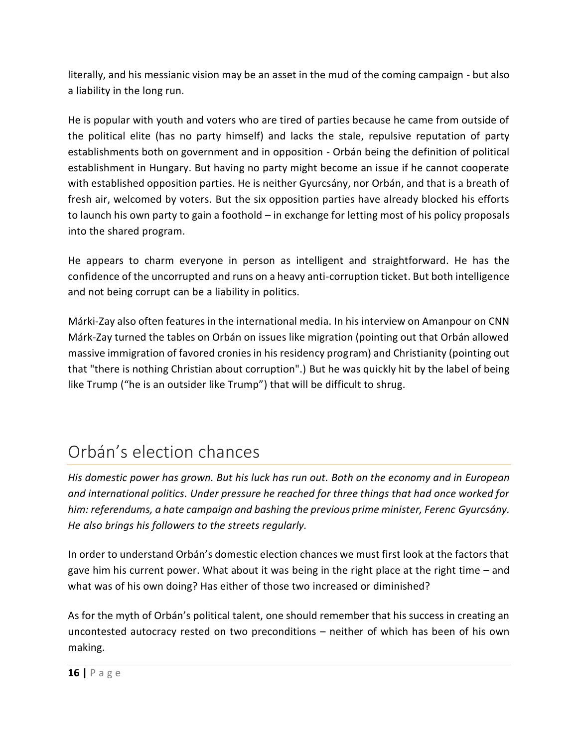literally, and his messianic vision may be an asset in the mud of the coming campaign - but also a liability in the long run.

He is popular with youth and voters who are tired of parties because he came from outside of the political elite (has no party himself) and lacks the stale, repulsive reputation of party establishments both on government and in opposition - Orbán being the definition of political establishment in Hungary. But having no party might become an issue if he cannot cooperate with established opposition parties. He is neither Gyurcsány, nor Orbán, and that is a breath of fresh air, welcomed by voters. But the six opposition parties have already blocked his efforts to launch his own party to gain a foothold – in exchange for letting most of his policy proposals into the shared program.

He appears to charm everyone in person as intelligent and straightforward. He has the confidence of the uncorrupted and runs on a heavy anti-corruption ticket. But both intelligence and not being corrupt can be a liability in politics.

Márki-Zay also often features in the international media. In his interview on Amanpour on CNN Márk-Zay turned the tables on Orbán on issues like migration (pointing out that Orbán allowed massive immigration of favored cronies in his residency program) and Christianity (pointing out that "there is nothing Christian about corruption".) But he was quickly hit by the label of being like Trump ("he is an outsider like Trump") that will be difficult to shrug.

# Orbán's election chances

*His domestic power has grown. But his luck has run out. Both on the economy and in European and international politics. Under pressure he reached for three things that had once worked for him: referendums, a hate campaign and bashing the previous prime minister, Ferenc Gyurcsány. He also brings his followers to the streets regularly.*

In order to understand Orbán's domestic election chances we must first look at the factors that gave him his current power. What about it was being in the right place at the right time – and what was of his own doing? Has either of those two increased or diminished?

As for the myth of Orbán's political talent, one should remember that his success in creating an uncontested autocracy rested on two preconditions – neither of which has been of his own making.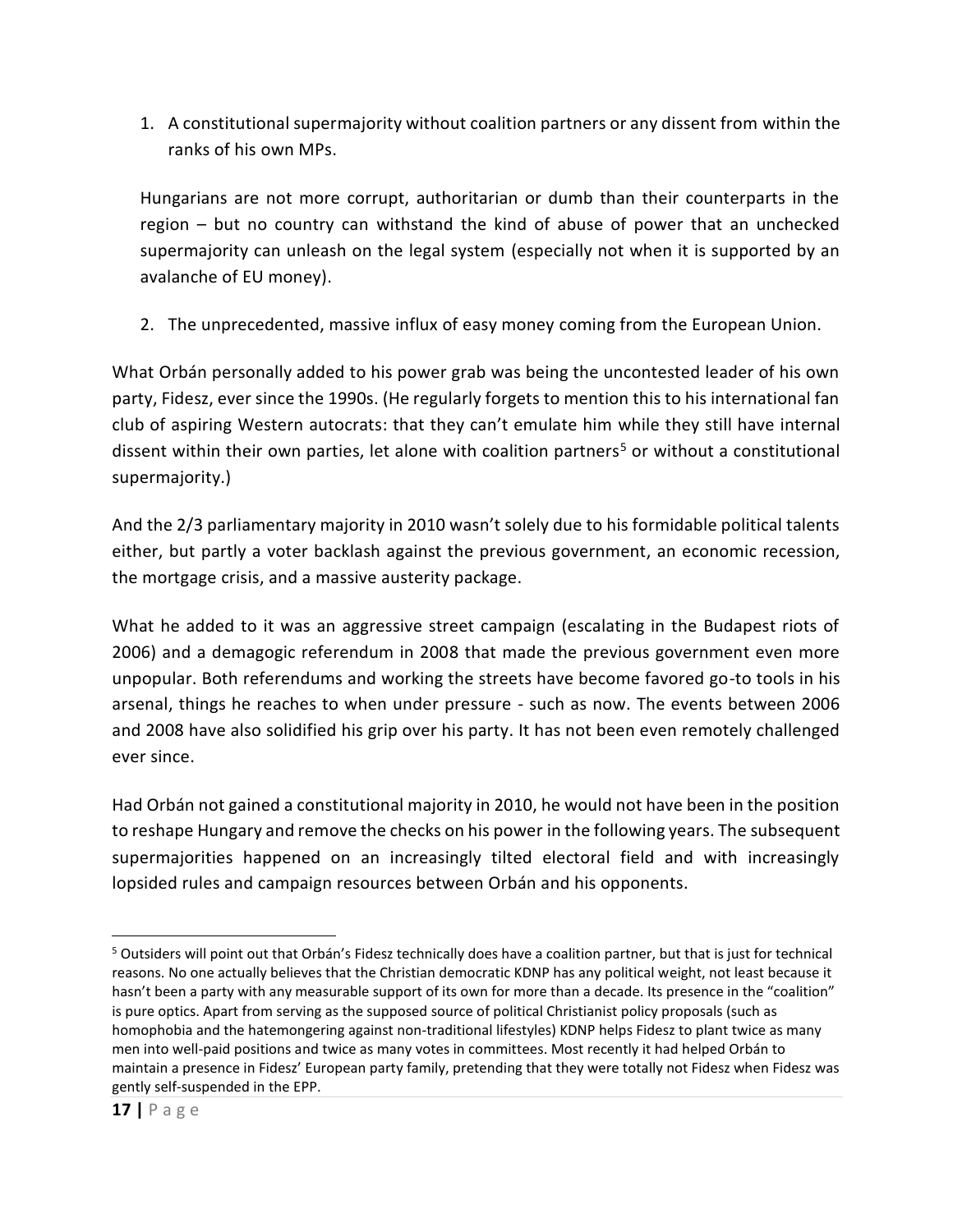1. A constitutional supermajority without coalition partners or any dissent from within the ranks of his own MPs.

   Hungarians are not more corrupt, authoritarian or dumb than their counterparts in the region – but no country can withstand the kind of abuse of power that an unchecked supermajority can unleash on the legal system (especially not when it is supported by an avalanche of EU money).

2. The unprecedented, massive influx of easy money coming from the European Union.

What Orbán personally added to his power grab was being the uncontested leader of his own party, Fidesz, ever since the 1990s. (He regularly forgets to mention this to his international fan club of aspiring Western autocrats: that they can't emulate him while they still have internal dissent within their own parties, let alone with coalition partners[5] or without a constitutional supermajority.)

And the 2/3 parliamentary majority in 2010 wasn't solely due to his formidable political talents either, but partly a voter backlash against the previous government, an economic recession, the mortgage crisis, and a massive austerity package.

What he added to it was an aggressive street campaign (escalating in the Budapest riots of 2006) and a demagogic referendum in 2008 that made the previous government even more unpopular. Both referendums and working the streets have become favored go-to tools in his arsenal, things he reaches to when under pressure - such as now. The events between 2006 and 2008 have also solidified his grip over his party. It has not been even remotely challenged ever since.

Had Orbán not gained a constitutional majority in 2010, he would not have been in the position to reshape Hungary and remove the checks on his power in the following years. The subsequent supermajorities happened on an increasingly tilted electoral field and with increasingly lopsided rules and campaign resources between Orbán and his opponents.

[5] Outsiders will point out that Orbán's Fidesz technically does have a coalition partner, but that is just for technical reasons. No one actually believes that the Christian democratic KDNP has any political weight, not least because it hasn't been a party with any measurable support of its own for more than a decade. Its presence in the "coalition" is pure optics. Apart from serving as the supposed source of political Christianist policy proposals (such as homophobia and the hatemongering against non-traditional lifestyles) KDNP helps Fidesz to plant twice as many men into well-paid positions and twice as many votes in committees. Most recently it had helped Orbán to maintain a presence in Fidesz' European party family, pretending that they were totally not Fidesz when Fidesz was gently self-suspended in the EPP.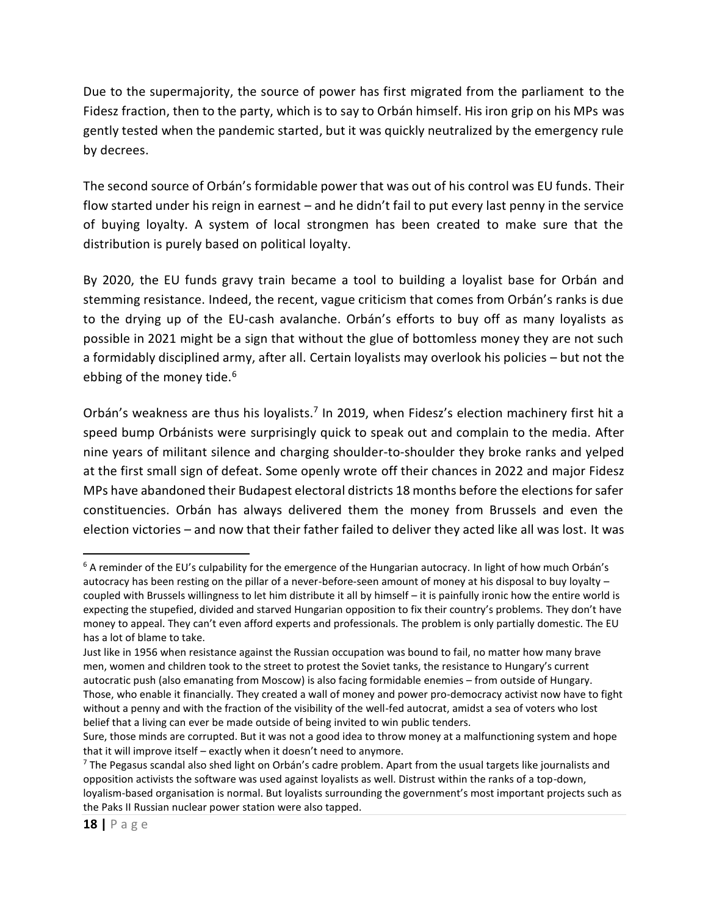Due to the supermajority, the source of power has first migrated from the parliament to the Fidesz fraction, then to the party, which is to say to Orbán himself. His iron grip on his MPs was gently tested when the pandemic started, but it was quickly neutralized by the emergency rule by decrees.

The second source of Orbán's formidable power that was out of his control was EU funds. Their flow started under his reign in earnest – and he didn't fail to put every last penny in the service of buying loyalty. A system of local strongmen has been created to make sure that the distribution is purely based on political loyalty.

By 2020, the EU funds gravy train became a tool to building a loyalist base for Orbán and stemming resistance. Indeed, the recent, vague criticism that comes from Orbán's ranks is due to the drying up of the EU-cash avalanche. Orbán's efforts to buy off as many loyalists as possible in 2021 might be a sign that without the glue of bottomless money they are not such a formidably disciplined army, after all. Certain loyalists may overlook his policies – but not the ebbing of the money tide.[6]

Orbán's weakness are thus his loyalists.[7] In 2019, when Fidesz's election machinery first hit a speed bump Orbánists were surprisingly quick to speak out and complain to the media. After nine years of militant silence and charging shoulder-to-shoulder they broke ranks and yelped at the first small sign of defeat. Some openly wrote off their chances in 2022 and major Fidesz MPs have abandoned their Budapest electoral districts 18 months before the elections for safer constituencies. Orbán has always delivered them the money from Brussels and even the election victories – and now that their father failed to deliver they acted like all was lost. It was

---

[6] A reminder of the EU's culpability for the emergence of the Hungarian autocracy. In light of how much Orbán's autocracy has been resting on the pillar of a never-before-seen amount of money at his disposal to buy loyalty – coupled with Brussels willingness to let him distribute it all by himself – it is painfully ironic how the entire world is expecting the stupefied, divided and starved Hungarian opposition to fix their country's problems. They don't have money to appeal. They can't even afford experts and professionals. The problem is only partially domestic. The EU has a lot of blame to take.

Just like in 1956 when resistance against the Russian occupation was bound to fail, no matter how many brave men, women and children took to the street to protest the Soviet tanks, the resistance to Hungary's current autocratic push (also emanating from Moscow) is also facing formidable enemies – from outside of Hungary. Those, who enable it financially. They created a wall of money and power pro-democracy activist now have to fight without a penny and with the fraction of the visibility of the well-fed autocrat, amidst a sea of voters who lost belief that a living can ever be made outside of being invited to win public tenders.

Sure, those minds are corrupted. But it was not a good idea to throw money at a malfunctioning system and hope that it will improve itself – exactly when it doesn't need to anymore.

[7] The Pegasus scandal also shed light on Orbán's cadre problem. Apart from the usual targets like journalists and opposition activists the software was used against loyalists as well. Distrust within the ranks of a top-down, loyalism-based organisation is normal. But loyalists surrounding the government's most important projects such as the Paks II Russian nuclear power station were also tapped.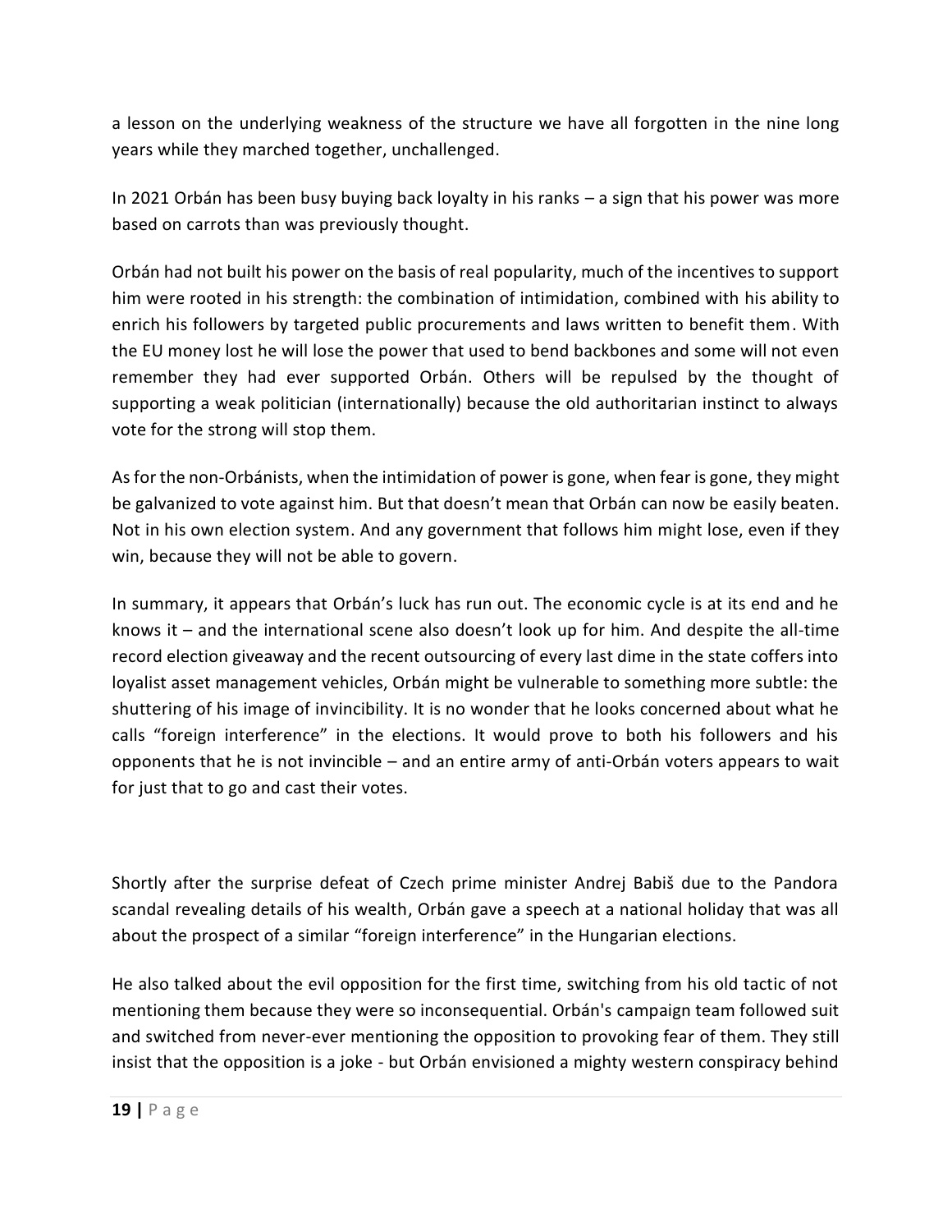a lesson on the underlying weakness of the structure we have all forgotten in the nine long years while they marched together, unchallenged.

In 2021 Orbán has been busy buying back loyalty in his ranks – a sign that his power was more based on carrots than was previously thought.

Orbán had not built his power on the basis of real popularity, much of the incentives to support him were rooted in his strength: the combination of intimidation, combined with his ability to enrich his followers by targeted public procurements and laws written to benefit them. With the EU money lost he will lose the power that used to bend backbones and some will not even remember they had ever supported Orbán. Others will be repulsed by the thought of supporting a weak politician (internationally) because the old authoritarian instinct to always vote for the strong will stop them.

As for the non-Orbánists, when the intimidation of power is gone, when fear is gone, they might be galvanized to vote against him. But that doesn't mean that Orbán can now be easily beaten. Not in his own election system. And any government that follows him might lose, even if they win, because they will not be able to govern.

In summary, it appears that Orbán's luck has run out. The economic cycle is at its end and he knows it – and the international scene also doesn't look up for him. And despite the all-time record election giveaway and the recent outsourcing of every last dime in the state coffers into loyalist asset management vehicles, Orbán might be vulnerable to something more subtle: the shuttering of his image of invincibility. It is no wonder that he looks concerned about what he calls "foreign interference" in the elections. It would prove to both his followers and his opponents that he is not invincible – and an entire army of anti-Orbán voters appears to wait for just that to go and cast their votes.

Shortly after the surprise defeat of Czech prime minister Andrej Babiš due to the Pandora scandal revealing details of his wealth, Orbán gave a speech at a national holiday that was all about the prospect of a similar "foreign interference" in the Hungarian elections.

He also talked about the evil opposition for the first time, switching from his old tactic of not mentioning them because they were so inconsequential. Orbán's campaign team followed suit and switched from never-ever mentioning the opposition to provoking fear of them. They still insist that the opposition is a joke - but Orbán envisioned a mighty western conspiracy behind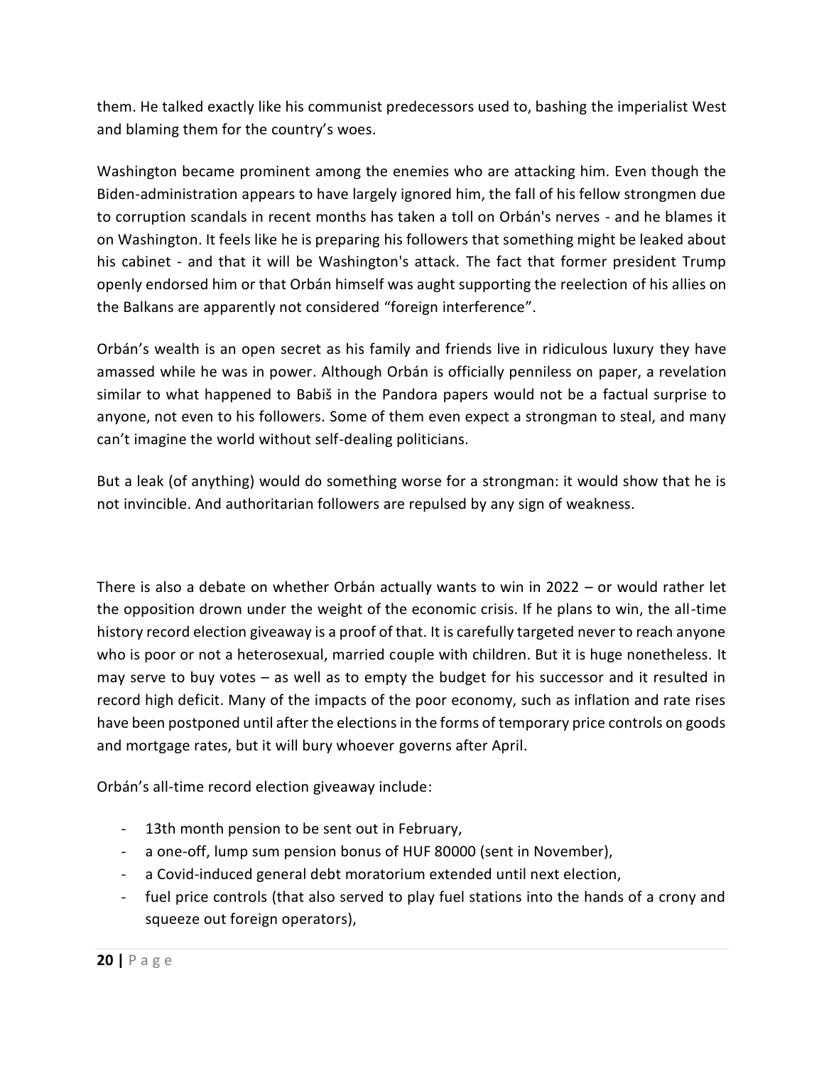them. He talked exactly like his communist predecessors used to, bashing the imperialist West and blaming them for the country's woes.

Washington became prominent among the enemies who are attacking him. Even though the Biden-administration appears to have largely ignored him, the fall of his fellow strongmen due to corruption scandals in recent months has taken a toll on Orbán's nerves - and he blames it on Washington. It feels like he is preparing his followers that something might be leaked about his cabinet - and that it will be Washington's attack. The fact that former president Trump openly endorsed him or that Orbán himself was aught supporting the reelection of his allies on the Balkans are apparently not considered "foreign interference".

Orbán's wealth is an open secret as his family and friends live in ridiculous luxury they have amassed while he was in power. Although Orbán is officially penniless on paper, a revelation similar to what happened to Babiš in the Pandora papers would not be a factual surprise to anyone, not even to his followers. Some of them even expect a strongman to steal, and many can't imagine the world without self-dealing politicians.

But a leak (of anything) would do something worse for a strongman: it would show that he is not invincible. And authoritarian followers are repulsed by any sign of weakness.

There is also a debate on whether Orbán actually wants to win in 2022 – or would rather let the opposition drown under the weight of the economic crisis. If he plans to win, the all-time history record election giveaway is a proof of that. It is carefully targeted never to reach anyone who is poor or not a heterosexual, married couple with children. But it is huge nonetheless. It may serve to buy votes – as well as to empty the budget for his successor and it resulted in record high deficit. Many of the impacts of the poor economy, such as inflation and rate rises have been postponed until after the elections in the forms of temporary price controls on goods and mortgage rates, but it will bury whoever governs after April.

Orbán's all-time record election giveaway include:

- 13th month pension to be sent out in February,
- a one-off, lump sum pension bonus of HUF 80000 (sent in November),
- a Covid-induced general debt moratorium extended until next election,
- fuel price controls (that also served to play fuel stations into the hands of a crony and squeeze out foreign operators),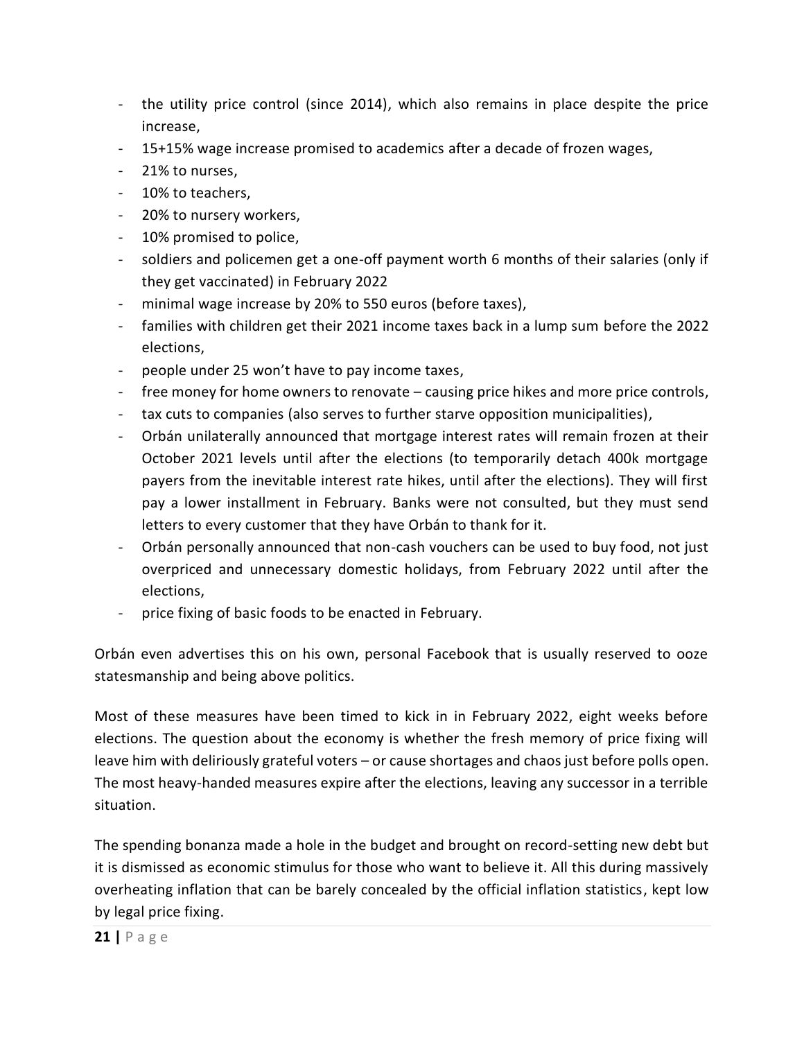- the utility price control (since 2014), which also remains in place despite the price increase,
- 15+15% wage increase promised to academics after a decade of frozen wages,
- 21% to nurses,
- 10% to teachers,
- 20% to nursery workers,
- 10% promised to police,
- soldiers and policemen get a one-off payment worth 6 months of their salaries (only if they get vaccinated) in February 2022
- minimal wage increase by 20% to 550 euros (before taxes),
- families with children get their 2021 income taxes back in a lump sum before the 2022 elections,
- people under 25 won't have to pay income taxes,
- free money for home owners to renovate – causing price hikes and more price controls,
- tax cuts to companies (also serves to further starve opposition municipalities),
- Orbán unilaterally announced that mortgage interest rates will remain frozen at their October 2021 levels until after the elections (to temporarily detach 400k mortgage payers from the inevitable interest rate hikes, until after the elections). They will first pay a lower installment in February. Banks were not consulted, but they must send letters to every customer that they have Orbán to thank for it.
- Orbán personally announced that non-cash vouchers can be used to buy food, not just overpriced and unnecessary domestic holidays, from February 2022 until after the elections,
- price fixing of basic foods to be enacted in February.

Orbán even advertises this on his own, personal Facebook that is usually reserved to ooze statesmanship and being above politics.

Most of these measures have been timed to kick in in February 2022, eight weeks before elections. The question about the economy is whether the fresh memory of price fixing will leave him with deliriously grateful voters – or cause shortages and chaos just before polls open. The most heavy-handed measures expire after the elections, leaving any successor in a terrible situation.

The spending bonanza made a hole in the budget and brought on record-setting new debt but it is dismissed as economic stimulus for those who want to believe it. All this during massively overheating inflation that can be barely concealed by the official inflation statistics, kept low by legal price fixing.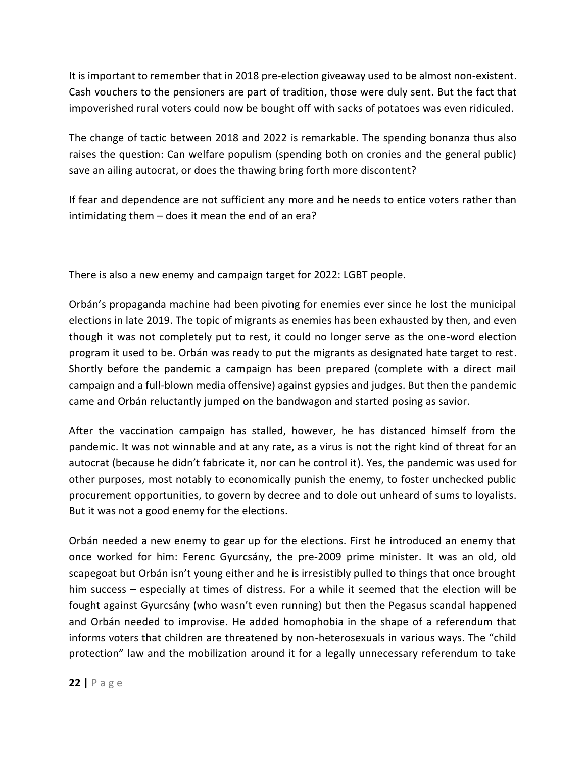It is important to remember that in 2018 pre-election giveaway used to be almost non-existent. Cash vouchers to the pensioners are part of tradition, those were duly sent. But the fact that impoverished rural voters could now be bought off with sacks of potatoes was even ridiculed.

The change of tactic between 2018 and 2022 is remarkable. The spending bonanza thus also raises the question: Can welfare populism (spending both on cronies and the general public) save an ailing autocrat, or does the thawing bring forth more discontent?

If fear and dependence are not sufficient any more and he needs to entice voters rather than intimidating them – does it mean the end of an era?

There is also a new enemy and campaign target for 2022: LGBT people.

Orbán's propaganda machine had been pivoting for enemies ever since he lost the municipal elections in late 2019. The topic of migrants as enemies has been exhausted by then, and even though it was not completely put to rest, it could no longer serve as the one-word election program it used to be. Orbán was ready to put the migrants as designated hate target to rest. Shortly before the pandemic a campaign has been prepared (complete with a direct mail campaign and a full-blown media offensive) against gypsies and judges. But then the pandemic came and Orbán reluctantly jumped on the bandwagon and started posing as savior.

After the vaccination campaign has stalled, however, he has distanced himself from the pandemic. It was not winnable and at any rate, as a virus is not the right kind of threat for an autocrat (because he didn't fabricate it, nor can he control it). Yes, the pandemic was used for other purposes, most notably to economically punish the enemy, to foster unchecked public procurement opportunities, to govern by decree and to dole out unheard of sums to loyalists. But it was not a good enemy for the elections.

Orbán needed a new enemy to gear up for the elections. First he introduced an enemy that once worked for him: Ferenc Gyurcsány, the pre-2009 prime minister. It was an old, old scapegoat but Orbán isn't young either and he is irresistibly pulled to things that once brought him success – especially at times of distress. For a while it seemed that the election will be fought against Gyurcsány (who wasn't even running) but then the Pegasus scandal happened and Orbán needed to improvise. He added homophobia in the shape of a referendum that informs voters that children are threatened by non-heterosexuals in various ways. The "child protection" law and the mobilization around it for a legally unnecessary referendum to take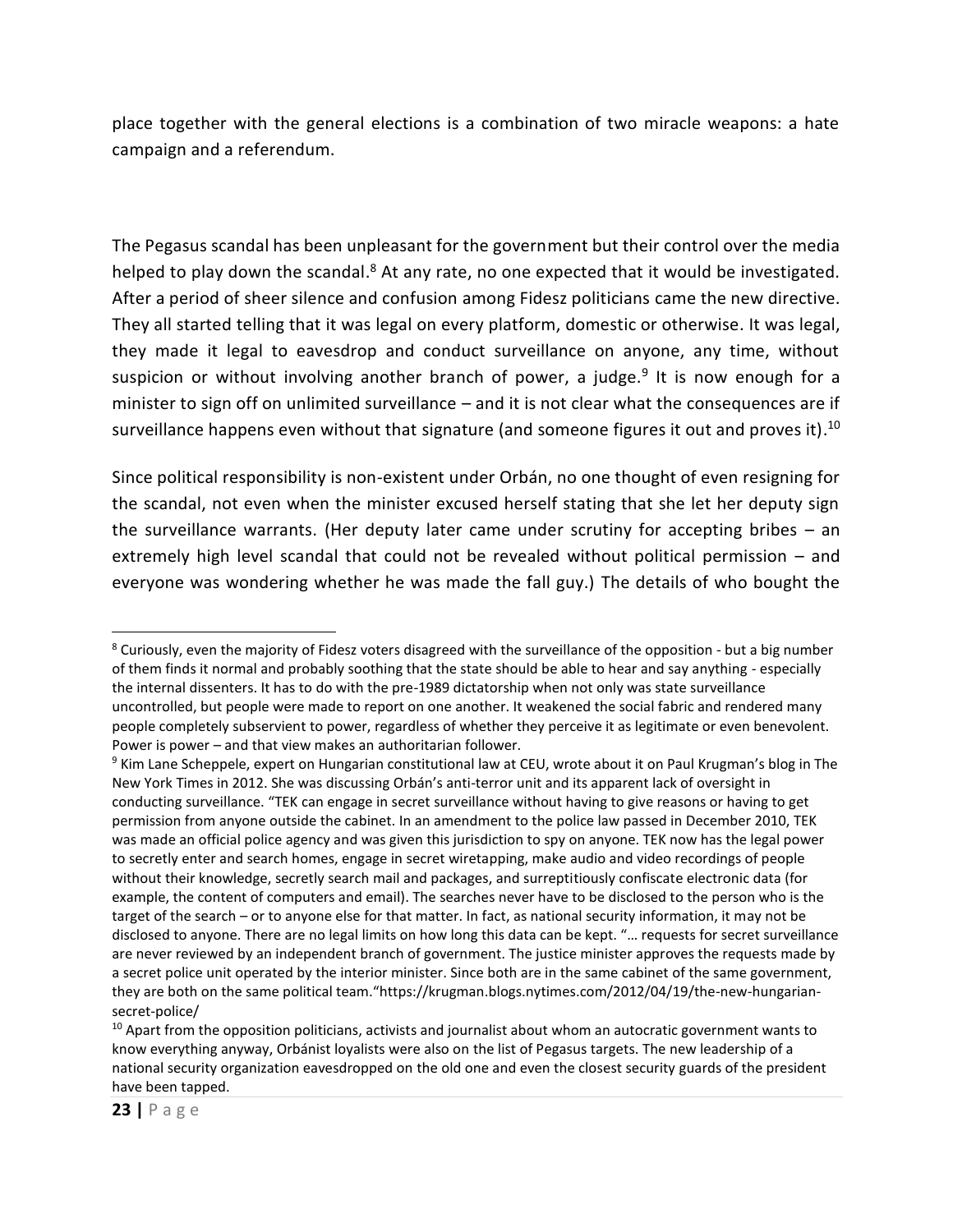place together with the general elections is a combination of two miracle weapons: a hate campaign and a referendum.

The Pegasus scandal has been unpleasant for the government but their control over the media helped to play down the scandal.[8] At any rate, no one expected that it would be investigated. After a period of sheer silence and confusion among Fidesz politicians came the new directive. They all started telling that it was legal on every platform, domestic or otherwise. It was legal, they made it legal to eavesdrop and conduct surveillance on anyone, any time, without suspicion or without involving another branch of power, a judge.[9] It is now enough for a minister to sign off on unlimited surveillance – and it is not clear what the consequences are if surveillance happens even without that signature (and someone figures it out and proves it).[10]

Since political responsibility is non-existent under Orbán, no one thought of even resigning for the scandal, not even when the minister excused herself stating that she let her deputy sign the surveillance warrants. (Her deputy later came under scrutiny for accepting bribes – an extremely high level scandal that could not be revealed without political permission – and everyone was wondering whether he was made the fall guy.) The details of who bought the

---

[8] Curiously, even the majority of Fidesz voters disagreed with the surveillance of the opposition - but a big number of them finds it normal and probably soothing that the state should be able to hear and say anything - especially the internal dissenters. It has to do with the pre-1989 dictatorship when not only was state surveillance uncontrolled, but people were made to report on one another. It weakened the social fabric and rendered many people completely subservient to power, regardless of whether they perceive it as legitimate or even benevolent. Power is power – and that view makes an authoritarian follower.

[9] Kim Lane Scheppele, expert on Hungarian constitutional law at CEU, wrote about it on Paul Krugman's blog in The New York Times in 2012. She was discussing Orbán's anti-terror unit and its apparent lack of oversight in conducting surveillance. "TEK can engage in secret surveillance without having to give reasons or having to get permission from anyone outside the cabinet. In an amendment to the police law passed in December 2010, TEK was made an official police agency and was given this jurisdiction to spy on anyone. TEK now has the legal power to secretly enter and search homes, engage in secret wiretapping, make audio and video recordings of people without their knowledge, secretly search mail and packages, and surreptitiously confiscate electronic data (for example, the content of computers and email). The searches never have to be disclosed to the person who is the target of the search – or to anyone else for that matter. In fact, as national security information, it may not be disclosed to anyone. There are no legal limits on how long this data can be kept. "… requests for secret surveillance are never reviewed by an independent branch of government. The justice minister approves the requests made by a secret police unit operated by the interior minister. Since both are in the same cabinet of the same government, they are both on the same political team."https://krugman.blogs.nytimes.com/2012/04/19/the-new-hungarian-secret-police/

[10] Apart from the opposition politicians, activists and journalist about whom an autocratic government wants to know everything anyway, Orbánist loyalists were also on the list of Pegasus targets. The new leadership of a national security organization eavesdropped on the old one and even the closest security guards of the president have been tapped.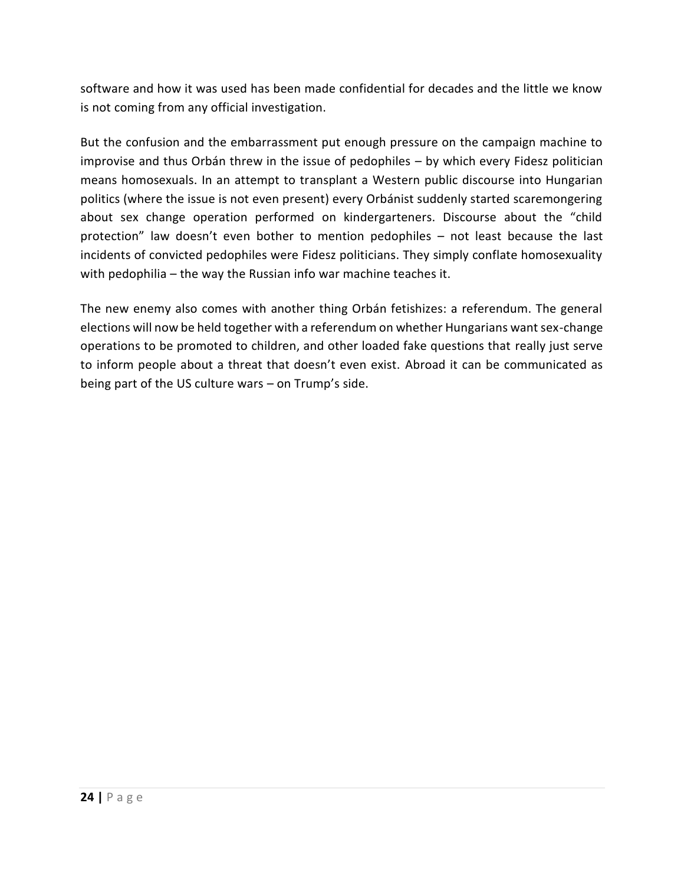software and how it was used has been made confidential for decades and the little we know is not coming from any official investigation.

But the confusion and the embarrassment put enough pressure on the campaign machine to improvise and thus Orbán threw in the issue of pedophiles – by which every Fidesz politician means homosexuals. In an attempt to transplant a Western public discourse into Hungarian politics (where the issue is not even present) every Orbánist suddenly started scaremongering about sex change operation performed on kindergarteners. Discourse about the "child protection" law doesn't even bother to mention pedophiles – not least because the last incidents of convicted pedophiles were Fidesz politicians. They simply conflate homosexuality with pedophilia – the way the Russian info war machine teaches it.

The new enemy also comes with another thing Orbán fetishizes: a referendum. The general elections will now be held together with a referendum on whether Hungarians want sex-change operations to be promoted to children, and other loaded fake questions that really just serve to inform people about a threat that doesn't even exist. Abroad it can be communicated as being part of the US culture wars – on Trump's side.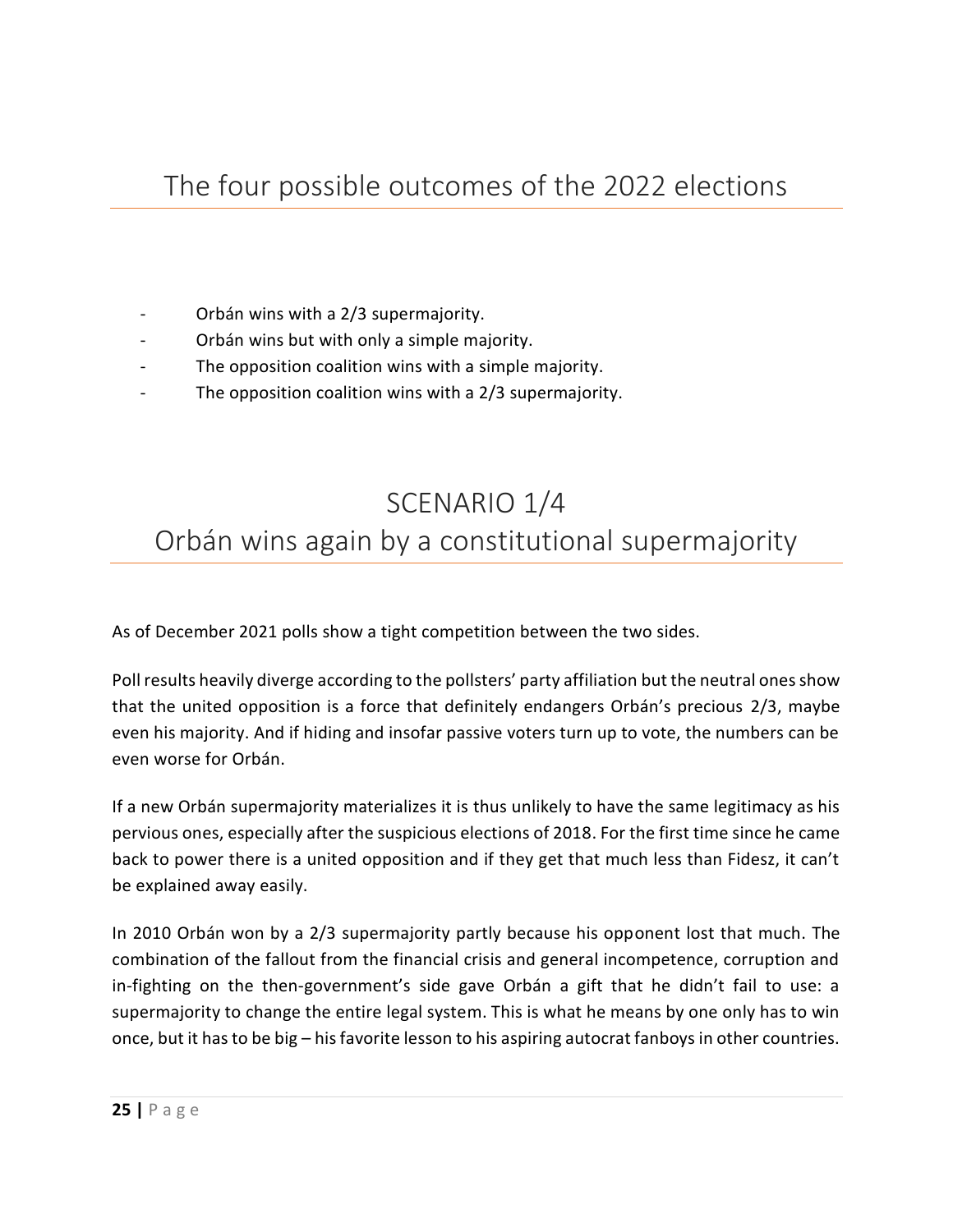# The four possible outcomes of the 2022 elections

- Orbán wins with a 2/3 supermajority.
- Orbán wins but with only a simple majority.
- The opposition coalition wins with a simple majority.
- The opposition coalition wins with a 2/3 supermajority.

## SCENARIO 1/4
## Orbán wins again by a constitutional supermajority

As of December 2021 polls show a tight competition between the two sides.

Poll results heavily diverge according to the pollsters' party affiliation but the neutral ones show that the united opposition is a force that definitely endangers Orbán's precious 2/3, maybe even his majority. And if hiding and insofar passive voters turn up to vote, the numbers can be even worse for Orbán.

If a new Orbán supermajority materializes it is thus unlikely to have the same legitimacy as his pervious ones, especially after the suspicious elections of 2018. For the first time since he came back to power there is a united opposition and if they get that much less than Fidesz, it can't be explained away easily.

In 2010 Orbán won by a 2/3 supermajority partly because his opponent lost that much. The combination of the fallout from the financial crisis and general incompetence, corruption and in-fighting on the then-government's side gave Orbán a gift that he didn't fail to use: a supermajority to change the entire legal system. This is what he means by one only has to win once, but it has to be big – his favorite lesson to his aspiring autocrat fanboys in other countries.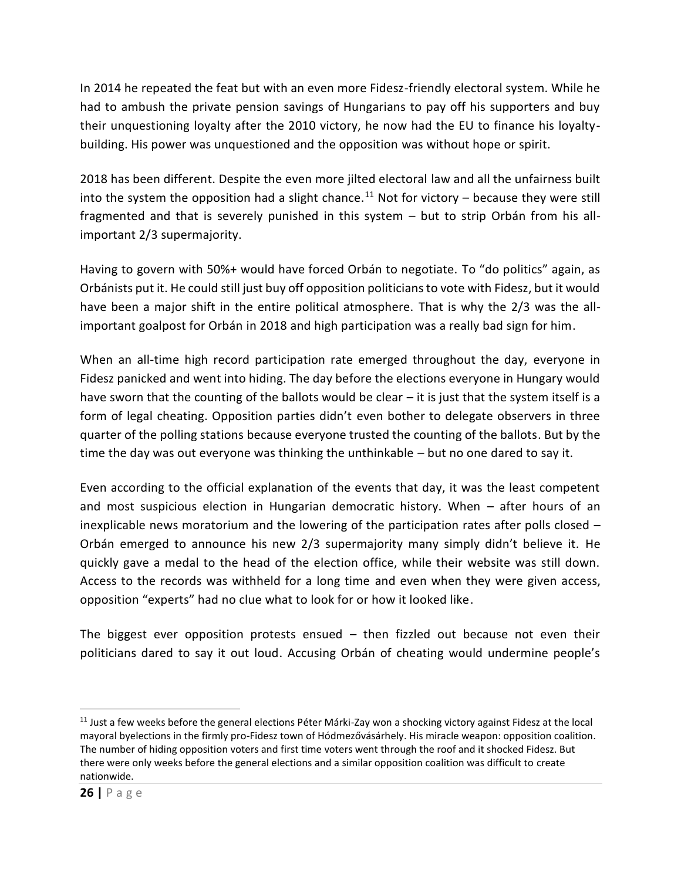In 2014 he repeated the feat but with an even more Fidesz-friendly electoral system. While he had to ambush the private pension savings of Hungarians to pay off his supporters and buy their unquestioning loyalty after the 2010 victory, he now had the EU to finance his loyalty-building. His power was unquestioned and the opposition was without hope or spirit.

2018 has been different. Despite the even more jilted electoral law and all the unfairness built into the system the opposition had a slight chance.[11] Not for victory – because they were still fragmented and that is severely punished in this system – but to strip Orbán from his all-important 2/3 supermajority.

Having to govern with 50%+ would have forced Orbán to negotiate. To "do politics" again, as Orbánists put it. He could still just buy off opposition politicians to vote with Fidesz, but it would have been a major shift in the entire political atmosphere. That is why the 2/3 was the all-important goalpost for Orbán in 2018 and high participation was a really bad sign for him.

When an all-time high record participation rate emerged throughout the day, everyone in Fidesz panicked and went into hiding. The day before the elections everyone in Hungary would have sworn that the counting of the ballots would be clear – it is just that the system itself is a form of legal cheating. Opposition parties didn't even bother to delegate observers in three quarter of the polling stations because everyone trusted the counting of the ballots. But by the time the day was out everyone was thinking the unthinkable – but no one dared to say it.

Even according to the official explanation of the events that day, it was the least competent and most suspicious election in Hungarian democratic history. When – after hours of an inexplicable news moratorium and the lowering of the participation rates after polls closed – Orbán emerged to announce his new 2/3 supermajority many simply didn't believe it. He quickly gave a medal to the head of the election office, while their website was still down. Access to the records was withheld for a long time and even when they were given access, opposition "experts" had no clue what to look for or how it looked like.

The biggest ever opposition protests ensued – then fizzled out because not even their politicians dared to say it out loud. Accusing Orbán of cheating would undermine people's

---

[11] Just a few weeks before the general elections Péter Márki-Zay won a shocking victory against Fidesz at the local mayoral byelections in the firmly pro-Fidesz town of Hódmezővásárhely. His miracle weapon: opposition coalition. The number of hiding opposition voters and first time voters went through the roof and it shocked Fidesz. But there were only weeks before the general elections and a similar opposition coalition was difficult to create nationwide.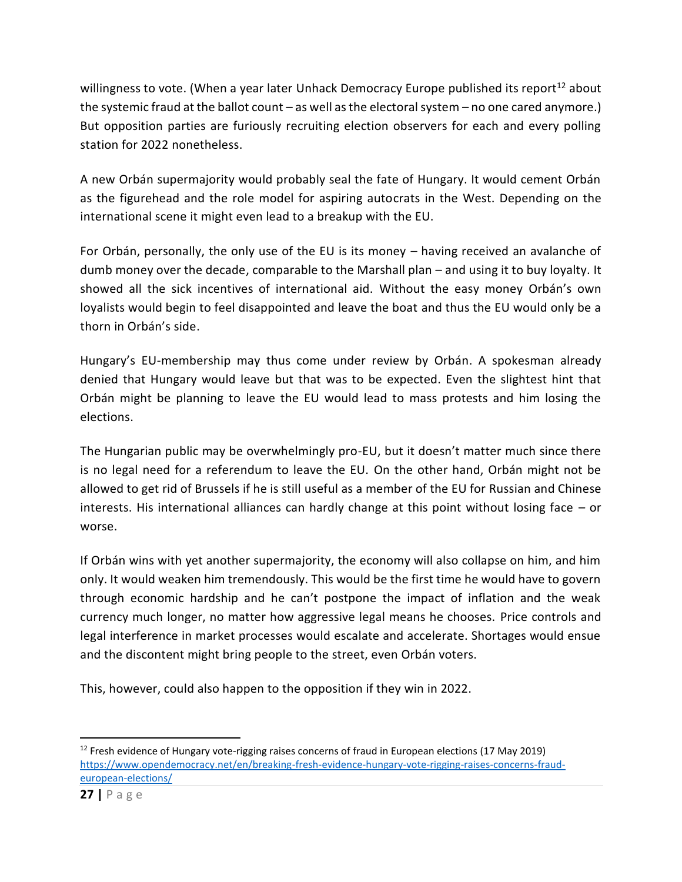willingness to vote. (When a year later Unhack Democracy Europe published its report[12] about the systemic fraud at the ballot count – as well as the electoral system – no one cared anymore.) But opposition parties are furiously recruiting election observers for each and every polling station for 2022 nonetheless.

A new Orbán supermajority would probably seal the fate of Hungary. It would cement Orbán as the figurehead and the role model for aspiring autocrats in the West. Depending on the international scene it might even lead to a breakup with the EU.

For Orbán, personally, the only use of the EU is its money – having received an avalanche of dumb money over the decade, comparable to the Marshall plan – and using it to buy loyalty. It showed all the sick incentives of international aid. Without the easy money Orbán's own loyalists would begin to feel disappointed and leave the boat and thus the EU would only be a thorn in Orbán's side.

Hungary's EU-membership may thus come under review by Orbán. A spokesman already denied that Hungary would leave but that was to be expected. Even the slightest hint that Orbán might be planning to leave the EU would lead to mass protests and him losing the elections.

The Hungarian public may be overwhelmingly pro-EU, but it doesn't matter much since there is no legal need for a referendum to leave the EU. On the other hand, Orbán might not be allowed to get rid of Brussels if he is still useful as a member of the EU for Russian and Chinese interests. His international alliances can hardly change at this point without losing face – or worse.

If Orbán wins with yet another supermajority, the economy will also collapse on him, and him only. It would weaken him tremendously. This would be the first time he would have to govern through economic hardship and he can't postpone the impact of inflation and the weak currency much longer, no matter how aggressive legal means he chooses. Price controls and legal interference in market processes would escalate and accelerate. Shortages would ensue and the discontent might bring people to the street, even Orbán voters.

This, however, could also happen to the opposition if they win in 2022.

---

[12] Fresh evidence of Hungary vote-rigging raises concerns of fraud in European elections (17 May 2019) https://www.opendemocracy.net/en/breaking-fresh-evidence-hungary-vote-rigging-raises-concerns-fraud-european-elections/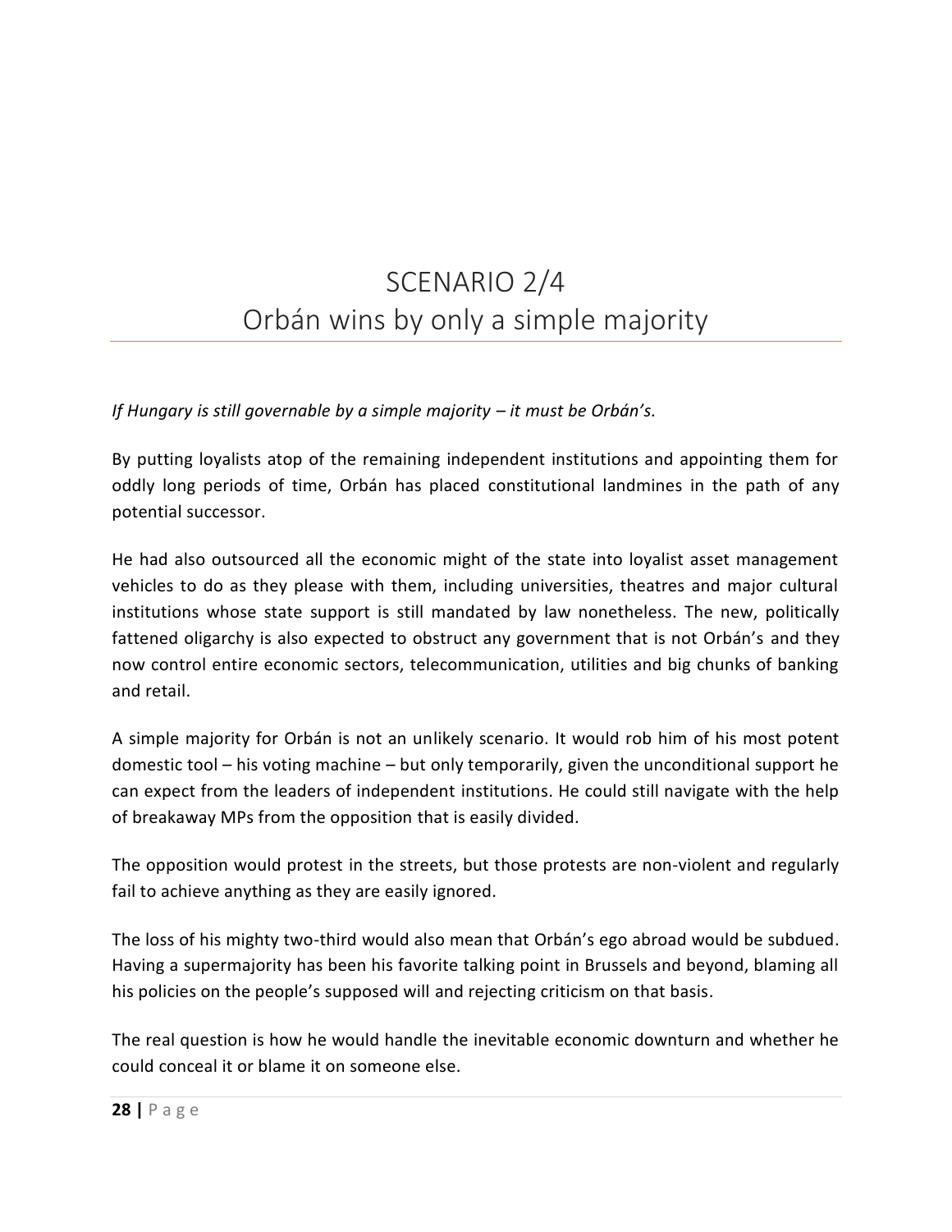# SCENARIO 2/4
# Orbán wins by only a simple majority

*If Hungary is still governable by a simple majority – it must be Orbán's.*

By putting loyalists atop of the remaining independent institutions and appointing them for oddly long periods of time, Orbán has placed constitutional landmines in the path of any potential successor.

He had also outsourced all the economic might of the state into loyalist asset management vehicles to do as they please with them, including universities, theatres and major cultural institutions whose state support is still mandated by law nonetheless. The new, politically fattened oligarchy is also expected to obstruct any government that is not Orbán's and they now control entire economic sectors, telecommunication, utilities and big chunks of banking and retail.

A simple majority for Orbán is not an unlikely scenario. It would rob him of his most potent domestic tool – his voting machine – but only temporarily, given the unconditional support he can expect from the leaders of independent institutions. He could still navigate with the help of breakaway MPs from the opposition that is easily divided.

The opposition would protest in the streets, but those protests are non-violent and regularly fail to achieve anything as they are easily ignored.

The loss of his mighty two-third would also mean that Orbán's ego abroad would be subdued. Having a supermajority has been his favorite talking point in Brussels and beyond, blaming all his policies on the people's supposed will and rejecting criticism on that basis.

The real question is how he would handle the inevitable economic downturn and whether he could conceal it or blame it on someone else.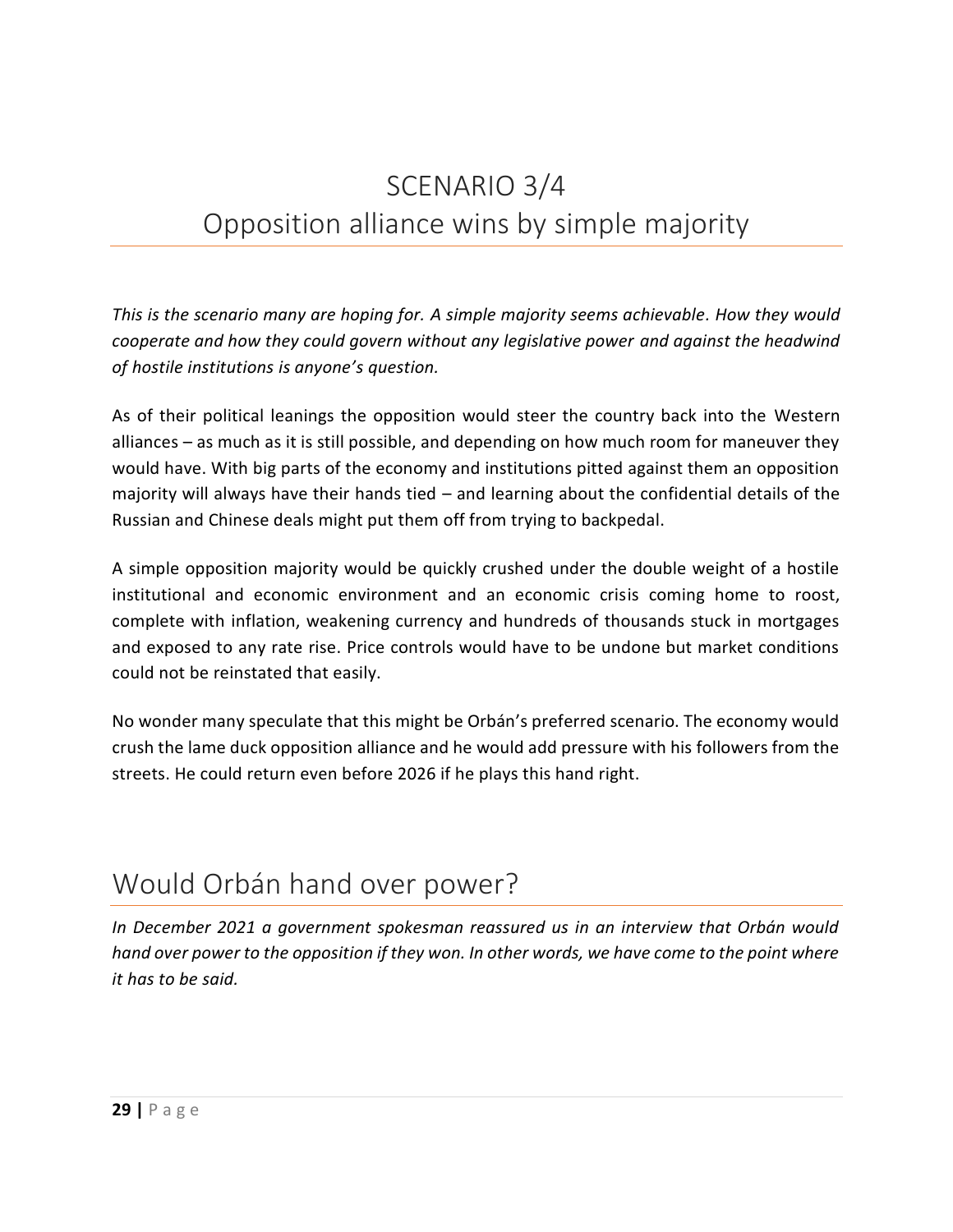# SCENARIO 3/4
# Opposition alliance wins by simple majority

*This is the scenario many are hoping for. A simple majority seems achievable. How they would cooperate and how they could govern without any legislative power and against the headwind of hostile institutions is anyone's question.*

As of their political leanings the opposition would steer the country back into the Western alliances – as much as it is still possible, and depending on how much room for maneuver they would have. With big parts of the economy and institutions pitted against them an opposition majority will always have their hands tied – and learning about the confidential details of the Russian and Chinese deals might put them off from trying to backpedal.

A simple opposition majority would be quickly crushed under the double weight of a hostile institutional and economic environment and an economic crisis coming home to roost, complete with inflation, weakening currency and hundreds of thousands stuck in mortgages and exposed to any rate rise. Price controls would have to be undone but market conditions could not be reinstated that easily.

No wonder many speculate that this might be Orbán's preferred scenario. The economy would crush the lame duck opposition alliance and he would add pressure with his followers from the streets. He could return even before 2026 if he plays this hand right.

## Would Orbán hand over power?

*In December 2021 a government spokesman reassured us in an interview that Orbán would hand over power to the opposition if they won. In other words, we have come to the point where it has to be said.*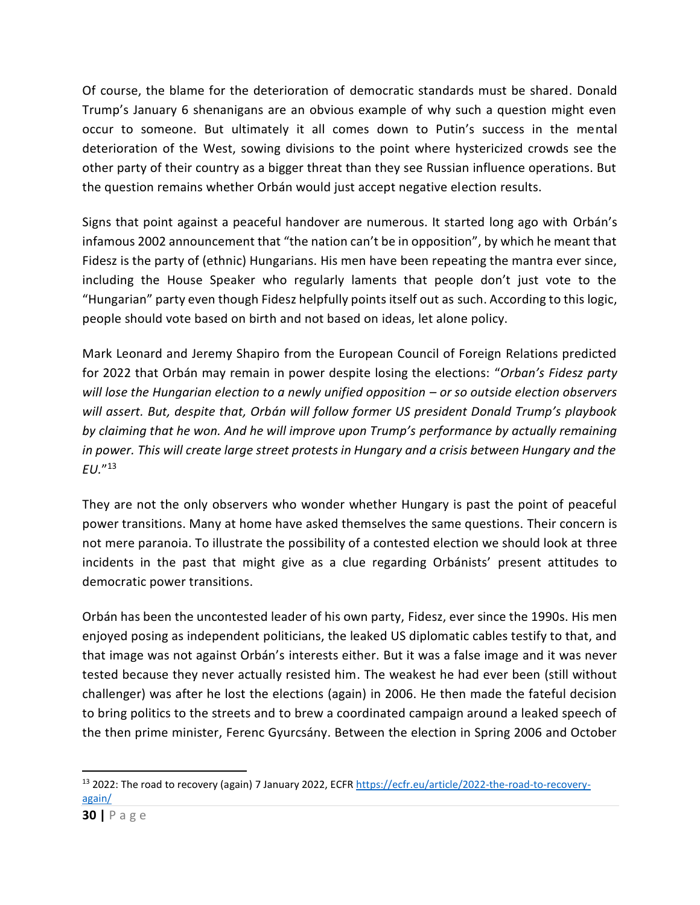Of course, the blame for the deterioration of democratic standards must be shared. Donald Trump's January 6 shenanigans are an obvious example of why such a question might even occur to someone. But ultimately it all comes down to Putin's success in the mental deterioration of the West, sowing divisions to the point where hystericized crowds see the other party of their country as a bigger threat than they see Russian influence operations. But the question remains whether Orbán would just accept negative election results.

Signs that point against a peaceful handover are numerous. It started long ago with Orbán's infamous 2002 announcement that "the nation can't be in opposition", by which he meant that Fidesz is the party of (ethnic) Hungarians. His men have been repeating the mantra ever since, including the House Speaker who regularly laments that people don't just vote to the "Hungarian" party even though Fidesz helpfully points itself out as such. According to this logic, people should vote based on birth and not based on ideas, let alone policy.

Mark Leonard and Jeremy Shapiro from the European Council of Foreign Relations predicted for 2022 that Orbán may remain in power despite losing the elections: "*Orban's Fidesz party will lose the Hungarian election to a newly unified opposition – or so outside election observers will assert. But, despite that, Orbán will follow former US president Donald Trump's playbook by claiming that he won. And he will improve upon Trump's performance by actually remaining in power. This will create large street protests in Hungary and a crisis between Hungary and the EU.*"[13]

They are not the only observers who wonder whether Hungary is past the point of peaceful power transitions. Many at home have asked themselves the same questions. Their concern is not mere paranoia. To illustrate the possibility of a contested election we should look at three incidents in the past that might give as a clue regarding Orbánists' present attitudes to democratic power transitions.

Orbán has been the uncontested leader of his own party, Fidesz, ever since the 1990s. His men enjoyed posing as independent politicians, the leaked US diplomatic cables testify to that, and that image was not against Orbán's interests either. But it was a false image and it was never tested because they never actually resisted him. The weakest he had ever been (still without challenger) was after he lost the elections (again) in 2006. He then made the fateful decision to bring politics to the streets and to brew a coordinated campaign around a leaked speech of the then prime minister, Ferenc Gyurcsány. Between the election in Spring 2006 and October

---

[13] 2022: The road to recovery (again) 7 January 2022, ECFR https://ecfr.eu/article/2022-the-road-to-recovery-again/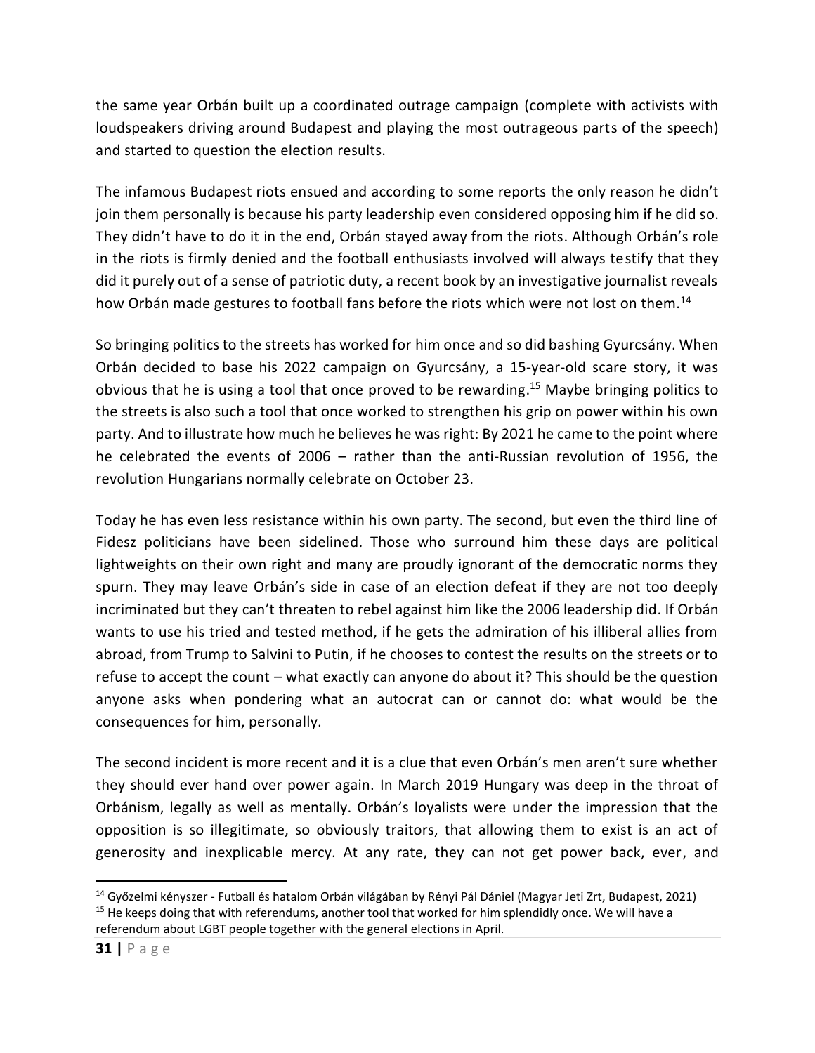the same year Orbán built up a coordinated outrage campaign (complete with activists with loudspeakers driving around Budapest and playing the most outrageous parts of the speech) and started to question the election results.

The infamous Budapest riots ensued and according to some reports the only reason he didn't join them personally is because his party leadership even considered opposing him if he did so. They didn't have to do it in the end, Orbán stayed away from the riots. Although Orbán's role in the riots is firmly denied and the football enthusiasts involved will always testify that they did it purely out of a sense of patriotic duty, a recent book by an investigative journalist reveals how Orbán made gestures to football fans before the riots which were not lost on them.[14]

So bringing politics to the streets has worked for him once and so did bashing Gyurcsány. When Orbán decided to base his 2022 campaign on Gyurcsány, a 15-year-old scare story, it was obvious that he is using a tool that once proved to be rewarding.[15] Maybe bringing politics to the streets is also such a tool that once worked to strengthen his grip on power within his own party. And to illustrate how much he believes he was right: By 2021 he came to the point where he celebrated the events of 2006 – rather than the anti-Russian revolution of 1956, the revolution Hungarians normally celebrate on October 23.

Today he has even less resistance within his own party. The second, but even the third line of Fidesz politicians have been sidelined. Those who surround him these days are political lightweights on their own right and many are proudly ignorant of the democratic norms they spurn. They may leave Orbán's side in case of an election defeat if they are not too deeply incriminated but they can't threaten to rebel against him like the 2006 leadership did. If Orbán wants to use his tried and tested method, if he gets the admiration of his illiberal allies from abroad, from Trump to Salvini to Putin, if he chooses to contest the results on the streets or to refuse to accept the count – what exactly can anyone do about it? This should be the question anyone asks when pondering what an autocrat can or cannot do: what would be the consequences for him, personally.

The second incident is more recent and it is a clue that even Orbán's men aren't sure whether they should ever hand over power again. In March 2019 Hungary was deep in the throat of Orbánism, legally as well as mentally. Orbán's loyalists were under the impression that the opposition is so illegitimate, so obviously traitors, that allowing them to exist is an act of generosity and inexplicable mercy. At any rate, they can not get power back, ever, and

---

[14] Győzelmi kényszer - Futball és hatalom Orbán világában by Rényi Pál Dániel (Magyar Jeti Zrt, Budapest, 2021)

[15] He keeps doing that with referendums, another tool that worked for him splendidly once. We will have a referendum about LGBT people together with the general elections in April.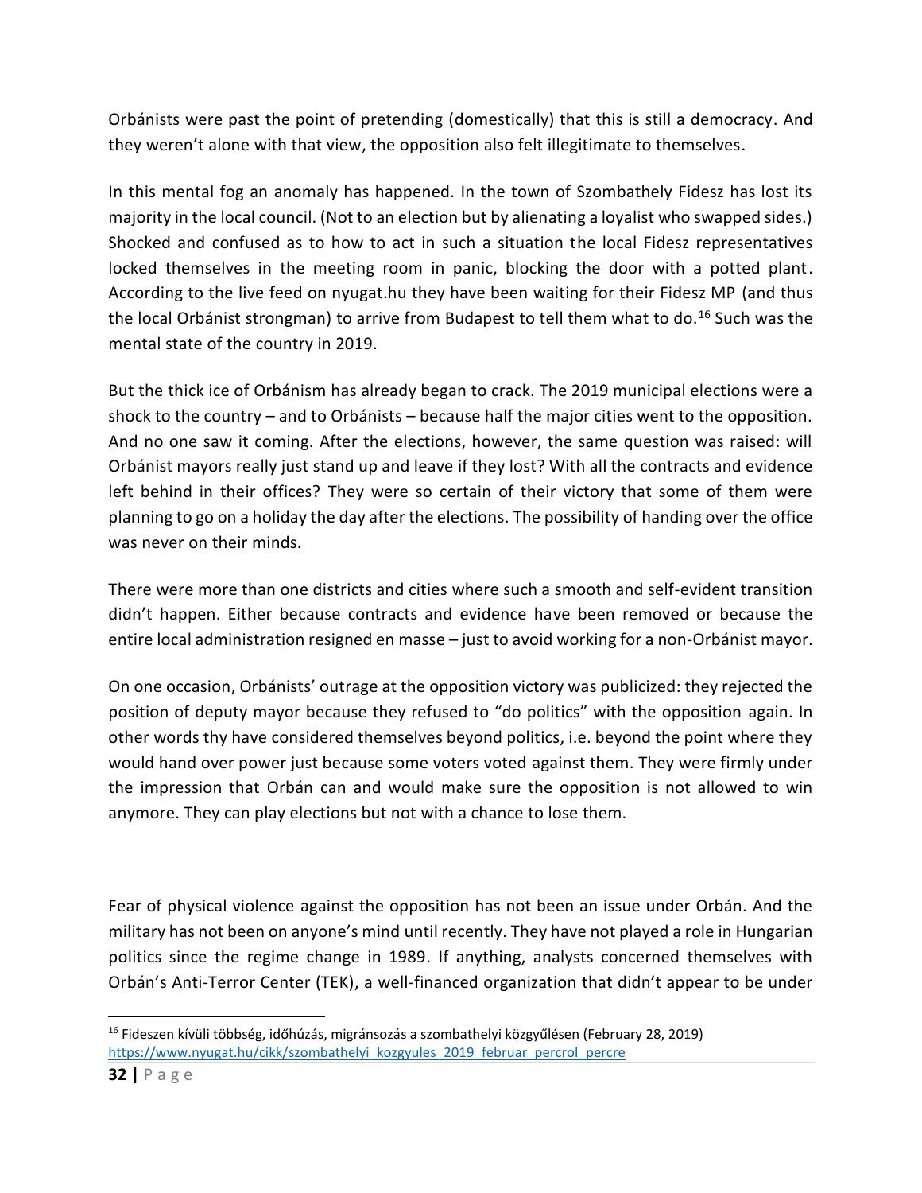Orbánists were past the point of pretending (domestically) that this is still a democracy. And they weren't alone with that view, the opposition also felt illegitimate to themselves.

In this mental fog an anomaly has happened. In the town of Szombathely Fidesz has lost its majority in the local council. (Not to an election but by alienating a loyalist who swapped sides.) Shocked and confused as to how to act in such a situation the local Fidesz representatives locked themselves in the meeting room in panic, blocking the door with a potted plant. According to the live feed on nyugat.hu they have been waiting for their Fidesz MP (and thus the local Orbánist strongman) to arrive from Budapest to tell them what to do.[16] Such was the mental state of the country in 2019.

But the thick ice of Orbánism has already began to crack. The 2019 municipal elections were a shock to the country – and to Orbánists – because half the major cities went to the opposition. And no one saw it coming. After the elections, however, the same question was raised: will Orbánist mayors really just stand up and leave if they lost? With all the contracts and evidence left behind in their offices? They were so certain of their victory that some of them were planning to go on a holiday the day after the elections. The possibility of handing over the office was never on their minds.

There were more than one districts and cities where such a smooth and self-evident transition didn't happen. Either because contracts and evidence have been removed or because the entire local administration resigned en masse – just to avoid working for a non-Orbánist mayor.

On one occasion, Orbánists' outrage at the opposition victory was publicized: they rejected the position of deputy mayor because they refused to "do politics" with the opposition again. In other words thy have considered themselves beyond politics, i.e. beyond the point where they would hand over power just because some voters voted against them. They were firmly under the impression that Orbán can and would make sure the opposition is not allowed to win anymore. They can play elections but not with a chance to lose them.

Fear of physical violence against the opposition has not been an issue under Orbán. And the military has not been on anyone's mind until recently. They have not played a role in Hungarian politics since the regime change in 1989. If anything, analysts concerned themselves with Orbán's Anti-Terror Center (TEK), a well-financed organization that didn't appear to be under

---

[16] Fideszen kívüli többség, időhúzás, migránsozás a szombathelyi közgyűlésen (February 28, 2019) https://www.nyugat.hu/cikk/szombathelyi_kozgyules_2019_februar_percrol_percre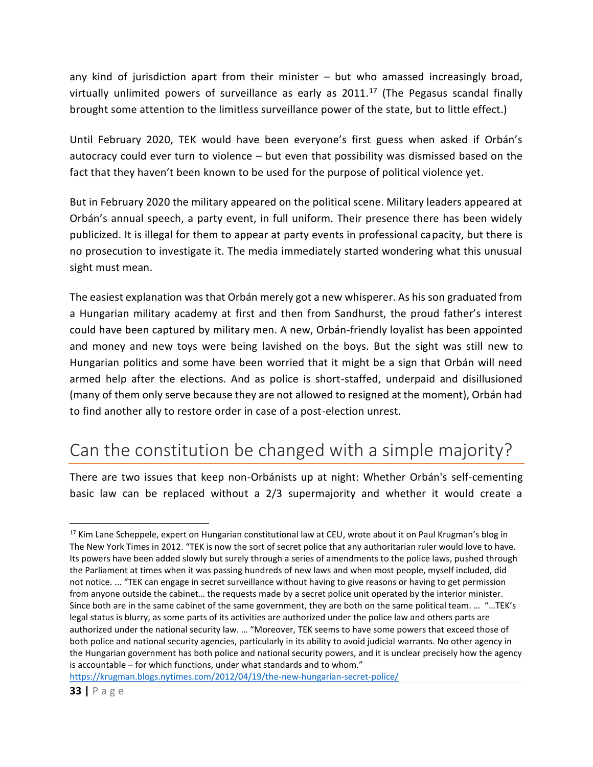any kind of jurisdiction apart from their minister – but who amassed increasingly broad, virtually unlimited powers of surveillance as early as 2011.[17] (The Pegasus scandal finally brought some attention to the limitless surveillance power of the state, but to little effect.)

Until February 2020, TEK would have been everyone's first guess when asked if Orbán's autocracy could ever turn to violence – but even that possibility was dismissed based on the fact that they haven't been known to be used for the purpose of political violence yet.

But in February 2020 the military appeared on the political scene. Military leaders appeared at Orbán's annual speech, a party event, in full uniform. Their presence there has been widely publicized. It is illegal for them to appear at party events in professional capacity, but there is no prosecution to investigate it. The media immediately started wondering what this unusual sight must mean.

The easiest explanation was that Orbán merely got a new whisperer. As his son graduated from a Hungarian military academy at first and then from Sandhurst, the proud father's interest could have been captured by military men. A new, Orbán-friendly loyalist has been appointed and money and new toys were being lavished on the boys. But the sight was still new to Hungarian politics and some have been worried that it might be a sign that Orbán will need armed help after the elections. And as police is short-staffed, underpaid and disillusioned (many of them only serve because they are not allowed to resigned at the moment), Orbán had to find another ally to restore order in case of a post-election unrest.

## Can the constitution be changed with a simple majority?

There are two issues that keep non-Orbánists up at night: Whether Orbán's self-cementing basic law can be replaced without a 2/3 supermajority and whether it would create a

[17] Kim Lane Scheppele, expert on Hungarian constitutional law at CEU, wrote about it on Paul Krugman's blog in The New York Times in 2012. "TEK is now the sort of secret police that any authoritarian ruler would love to have. Its powers have been added slowly but surely through a series of amendments to the police laws, pushed through the Parliament at times when it was passing hundreds of new laws and when most people, myself included, did not notice. ... "TEK can engage in secret surveillance without having to give reasons or having to get permission from anyone outside the cabinet… the requests made by a secret police unit operated by the interior minister. Since both are in the same cabinet of the same government, they are both on the same political team. … "…TEK's legal status is blurry, as some parts of its activities are authorized under the police law and others parts are authorized under the national security law. … "Moreover, TEK seems to have some powers that exceed those of both police and national security agencies, particularly in its ability to avoid judicial warrants. No other agency in the Hungarian government has both police and national security powers, and it is unclear precisely how the agency is accountable – for which functions, under what standards and to whom." https://krugman.blogs.nytimes.com/2012/04/19/the-new-hungarian-secret-police/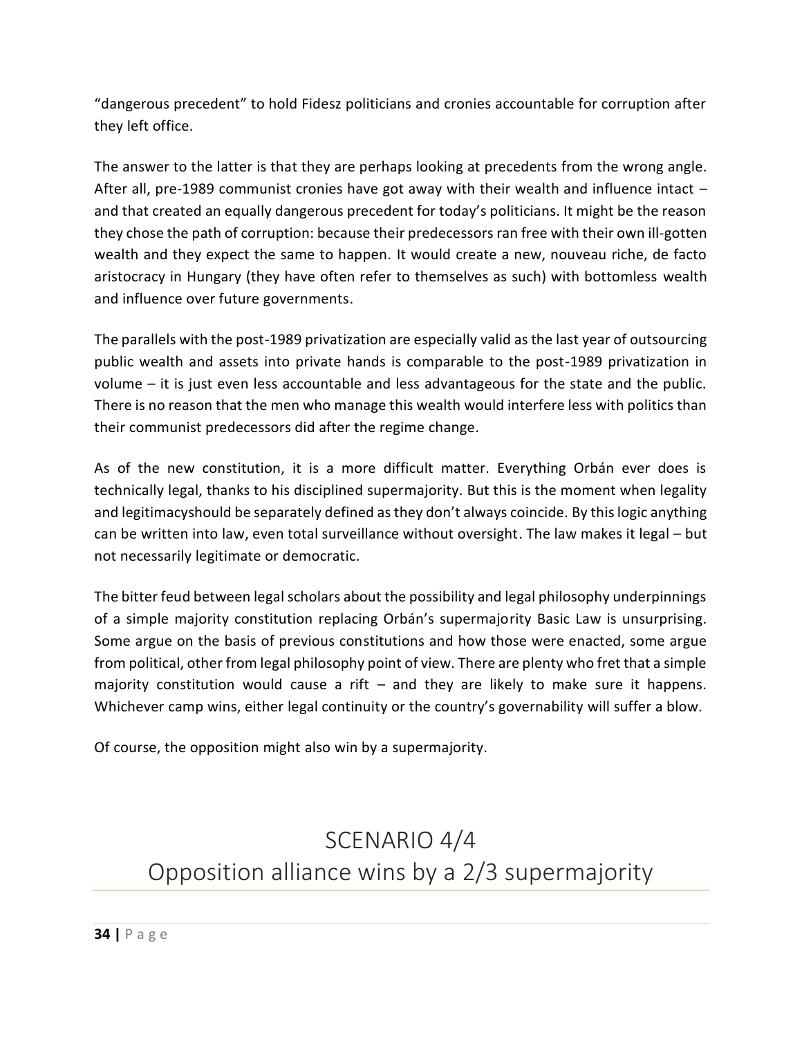“dangerous precedent” to hold Fidesz politicians and cronies accountable for corruption after they left office.

The answer to the latter is that they are perhaps looking at precedents from the wrong angle. After all, pre-1989 communist cronies have got away with their wealth and influence intact – and that created an equally dangerous precedent for today’s politicians. It might be the reason they chose the path of corruption: because their predecessors ran free with their own ill-gotten wealth and they expect the same to happen. It would create a new, nouveau riche, de facto aristocracy in Hungary (they have often refer to themselves as such) with bottomless wealth and influence over future governments.

The parallels with the post-1989 privatization are especially valid as the last year of outsourcing public wealth and assets into private hands is comparable to the post-1989 privatization in volume – it is just even less accountable and less advantageous for the state and the public. There is no reason that the men who manage this wealth would interfere less with politics than their communist predecessors did after the regime change.

As of the new constitution, it is a more difficult matter. Everything Orbán ever does is technically legal, thanks to his disciplined supermajority. But this is the moment when legality and legitimacyshould be separately defined as they don’t always coincide. By this logic anything can be written into law, even total surveillance without oversight. The law makes it legal – but not necessarily legitimate or democratic.

The bitter feud between legal scholars about the possibility and legal philosophy underpinnings of a simple majority constitution replacing Orbán’s supermajority Basic Law is unsurprising. Some argue on the basis of previous constitutions and how those were enacted, some argue from political, other from legal philosophy point of view. There are plenty who fret that a simple majority constitution would cause a rift – and they are likely to make sure it happens. Whichever camp wins, either legal continuity or the country’s governability will suffer a blow.

Of course, the opposition might also win by a supermajority.

# SCENARIO 4/4
# Opposition alliance wins by a 2/3 supermajority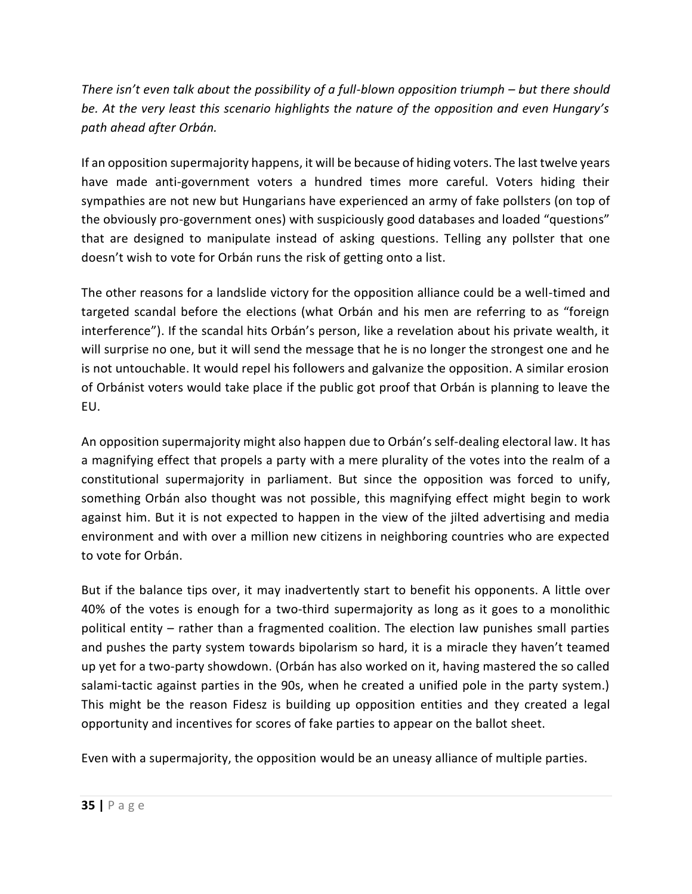*There isn't even talk about the possibility of a full-blown opposition triumph – but there should be. At the very least this scenario highlights the nature of the opposition and even Hungary's path ahead after Orbán.*

If an opposition supermajority happens, it will be because of hiding voters. The last twelve years have made anti-government voters a hundred times more careful. Voters hiding their sympathies are not new but Hungarians have experienced an army of fake pollsters (on top of the obviously pro-government ones) with suspiciously good databases and loaded "questions" that are designed to manipulate instead of asking questions. Telling any pollster that one doesn't wish to vote for Orbán runs the risk of getting onto a list.

The other reasons for a landslide victory for the opposition alliance could be a well-timed and targeted scandal before the elections (what Orbán and his men are referring to as "foreign interference"). If the scandal hits Orbán's person, like a revelation about his private wealth, it will surprise no one, but it will send the message that he is no longer the strongest one and he is not untouchable. It would repel his followers and galvanize the opposition. A similar erosion of Orbánist voters would take place if the public got proof that Orbán is planning to leave the EU.

An opposition supermajority might also happen due to Orbán's self-dealing electoral law. It has a magnifying effect that propels a party with a mere plurality of the votes into the realm of a constitutional supermajority in parliament. But since the opposition was forced to unify, something Orbán also thought was not possible, this magnifying effect might begin to work against him. But it is not expected to happen in the view of the jilted advertising and media environment and with over a million new citizens in neighboring countries who are expected to vote for Orbán.

But if the balance tips over, it may inadvertently start to benefit his opponents. A little over 40% of the votes is enough for a two-third supermajority as long as it goes to a monolithic political entity – rather than a fragmented coalition. The election law punishes small parties and pushes the party system towards bipolarism so hard, it is a miracle they haven't teamed up yet for a two-party showdown. (Orbán has also worked on it, having mastered the so called salami-tactic against parties in the 90s, when he created a unified pole in the party system.) This might be the reason Fidesz is building up opposition entities and they created a legal opportunity and incentives for scores of fake parties to appear on the ballot sheet.

Even with a supermajority, the opposition would be an uneasy alliance of multiple parties.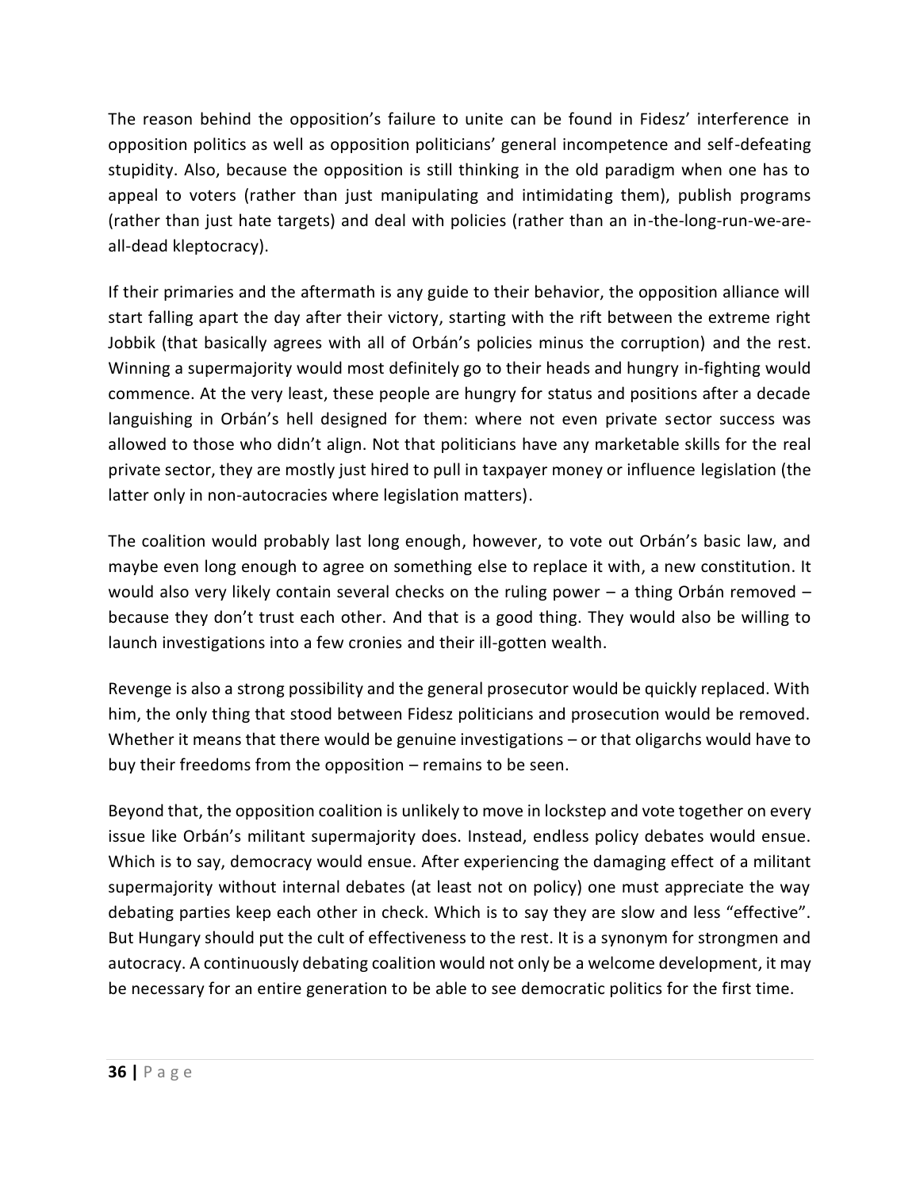The reason behind the opposition's failure to unite can be found in Fidesz' interference in opposition politics as well as opposition politicians' general incompetence and self-defeating stupidity. Also, because the opposition is still thinking in the old paradigm when one has to appeal to voters (rather than just manipulating and intimidating them), publish programs (rather than just hate targets) and deal with policies (rather than an in-the-long-run-we-are-all-dead kleptocracy).

If their primaries and the aftermath is any guide to their behavior, the opposition alliance will start falling apart the day after their victory, starting with the rift between the extreme right Jobbik (that basically agrees with all of Orbán's policies minus the corruption) and the rest. Winning a supermajority would most definitely go to their heads and hungry in-fighting would commence. At the very least, these people are hungry for status and positions after a decade languishing in Orbán's hell designed for them: where not even private sector success was allowed to those who didn't align. Not that politicians have any marketable skills for the real private sector, they are mostly just hired to pull in taxpayer money or influence legislation (the latter only in non-autocracies where legislation matters).

The coalition would probably last long enough, however, to vote out Orbán's basic law, and maybe even long enough to agree on something else to replace it with, a new constitution. It would also very likely contain several checks on the ruling power – a thing Orbán removed – because they don't trust each other. And that is a good thing. They would also be willing to launch investigations into a few cronies and their ill-gotten wealth.

Revenge is also a strong possibility and the general prosecutor would be quickly replaced. With him, the only thing that stood between Fidesz politicians and prosecution would be removed. Whether it means that there would be genuine investigations – or that oligarchs would have to buy their freedoms from the opposition – remains to be seen.

Beyond that, the opposition coalition is unlikely to move in lockstep and vote together on every issue like Orbán's militant supermajority does. Instead, endless policy debates would ensue. Which is to say, democracy would ensue. After experiencing the damaging effect of a militant supermajority without internal debates (at least not on policy) one must appreciate the way debating parties keep each other in check. Which is to say they are slow and less "effective". But Hungary should put the cult of effectiveness to the rest. It is a synonym for strongmen and autocracy. A continuously debating coalition would not only be a welcome development, it may be necessary for an entire generation to be able to see democratic politics for the first time.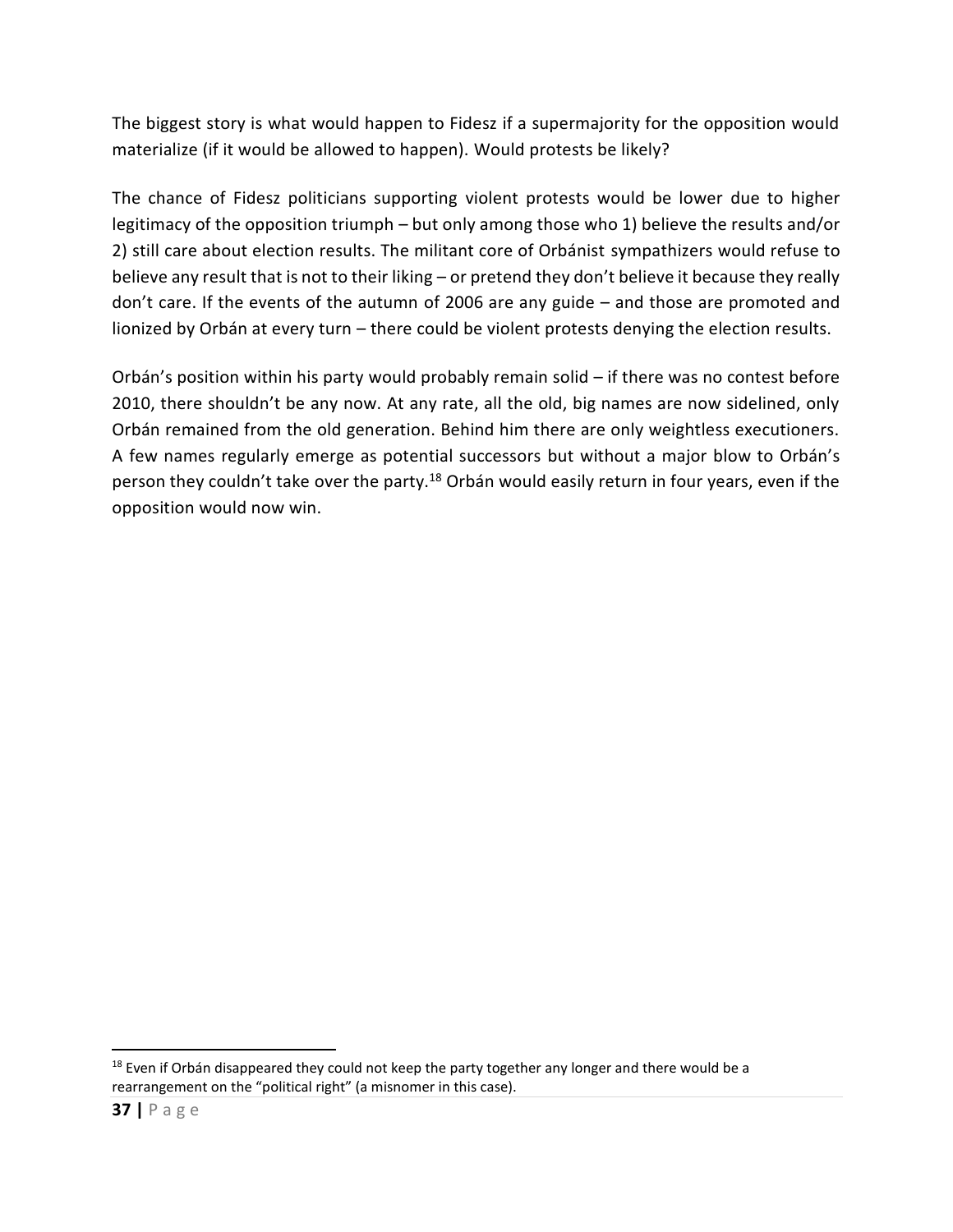The biggest story is what would happen to Fidesz if a supermajority for the opposition would materialize (if it would be allowed to happen). Would protests be likely?

The chance of Fidesz politicians supporting violent protests would be lower due to higher legitimacy of the opposition triumph – but only among those who 1) believe the results and/or 2) still care about election results. The militant core of Orbánist sympathizers would refuse to believe any result that is not to their liking – or pretend they don't believe it because they really don't care. If the events of the autumn of 2006 are any guide – and those are promoted and lionized by Orbán at every turn – there could be violent protests denying the election results.

Orbán's position within his party would probably remain solid – if there was no contest before 2010, there shouldn't be any now. At any rate, all the old, big names are now sidelined, only Orbán remained from the old generation. Behind him there are only weightless executioners. A few names regularly emerge as potential successors but without a major blow to Orbán's person they couldn't take over the party.[18] Orbán would easily return in four years, even if the opposition would now win.

[18] Even if Orbán disappeared they could not keep the party together any longer and there would be a rearrangement on the "political right" (a misnomer in this case).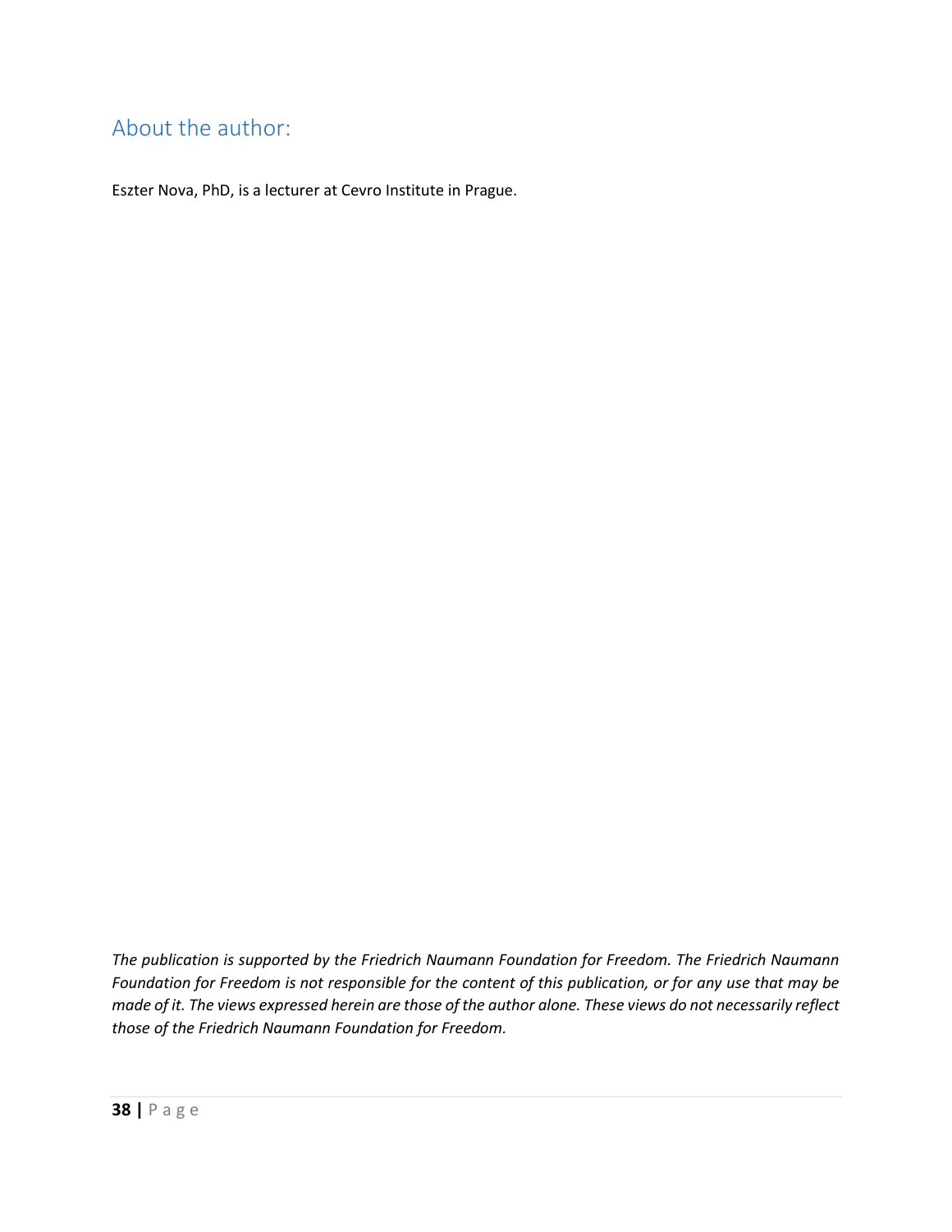## About the author:

Eszter Nova, PhD, is a lecturer at Cevro Institute in Prague.

*The publication is supported by the Friedrich Naumann Foundation for Freedom. The Friedrich Naumann Foundation for Freedom is not responsible for the content of this publication, or for any use that may be made of it. The views expressed herein are those of the author alone. These views do not necessarily reflect those of the Friedrich Naumann Foundation for Freedom.*